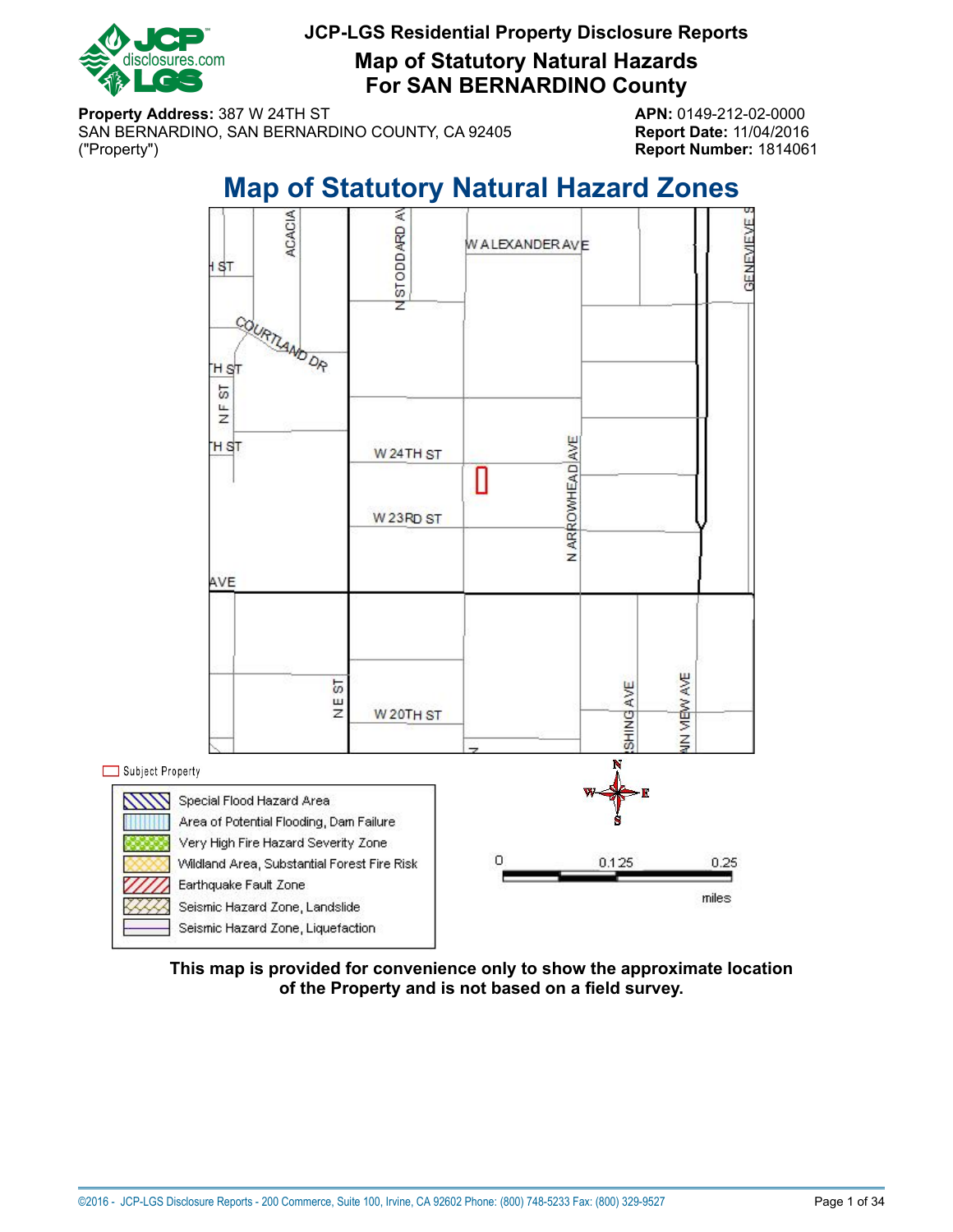# JCP-LGS Residential Property Disclosure Reports

## Map of Statutory Natural Hazards For SAN BERNARDINO County

**Property Address:** 387 W 24TH ST
SAN BERNARDINO, SAN BERNARDINO COUNTY, CA 92405
("Property")

**APN:** 0149-212-02-0000
**Report Date:** 11/04/2016
**Report Number:** 1814061

## Map of Statutory Natural Hazard Zones

Subject Property

- Special Flood Hazard Area
- Area of Potential Flooding, Dam Failure
- Very High Fire Hazard Severity Zone
- Wildland Area, Substantial Forest Fire Risk
- Earthquake Fault Zone
- Seismic Hazard Zone, Landslide
- Seismic Hazard Zone, Liquefaction

0 0.125 0.25 miles

**This map is provided for convenience only to show the approximate location of the Property and is not based on a field survey.**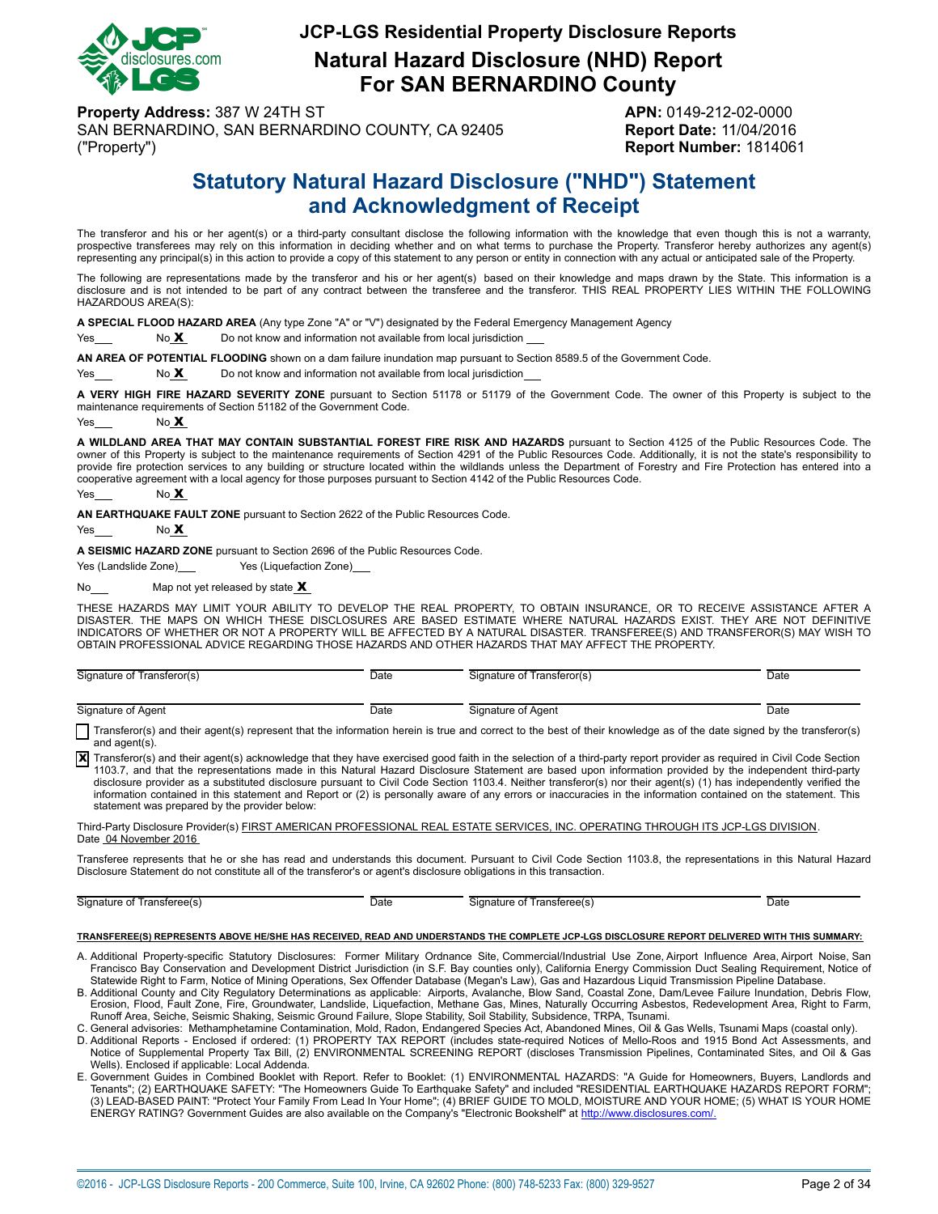# JCP-LGS Residential Property Disclosure Reports

## Natural Hazard Disclosure (NHD) Report For SAN BERNARDINO County

**Property Address:** 387 W 24TH ST
SAN BERNARDINO, SAN BERNARDINO COUNTY, CA 92405
("Property")

**APN:** 0149-212-02-0000
**Report Date:** 11/04/2016
**Report Number:** 1814061

## Statutory Natural Hazard Disclosure ("NHD") Statement and Acknowledgment of Receipt

The transferor and his or her agent(s) or a third-party consultant disclose the following information with the knowledge that even though this is not a warranty, prospective transferees may rely on this information in deciding whether and on what terms to purchase the Property. Transferor hereby authorizes any agent(s) representing any principal(s) in this action to provide a copy of this statement to any person or entity in connection with any actual or anticipated sale of the Property.

The following are representations made by the transferor and his or her agent(s) based on their knowledge and maps drawn by the State. This information is a disclosure and is not intended to be part of any contract between the transferee and the transferor. THIS REAL PROPERTY LIES WITHIN THE FOLLOWING HAZARDOUS AREA(S):

**A SPECIAL FLOOD HAZARD AREA** (Any type Zone "A" or "V") designated by the Federal Emergency Management Agency

Yes___ No **X** Do not know and information not available from local jurisdiction ___

**AN AREA OF POTENTIAL FLOODING** shown on a dam failure inundation map pursuant to Section 8589.5 of the Government Code.

Yes___ No **X** Do not know and information not available from local jurisdiction ___

**A VERY HIGH FIRE HAZARD SEVERITY ZONE** pursuant to Section 51178 or 51179 of the Government Code. The owner of this Property is subject to the maintenance requirements of Section 51182 of the Government Code.

Yes___ No **X**

**A WILDLAND AREA THAT MAY CONTAIN SUBSTANTIAL FOREST FIRE RISK AND HAZARDS** pursuant to Section 4125 of the Public Resources Code. The owner of this Property is subject to the maintenance requirements of Section 4291 of the Public Resources Code. Additionally, it is not the state's responsibility to provide fire protection services to any building or structure located within the wildlands unless the Department of Forestry and Fire Protection has entered into a cooperative agreement with a local agency for those purposes pursuant to Section 4142 of the Public Resources Code.

Yes___ No **X**

**AN EARTHQUAKE FAULT ZONE** pursuant to Section 2622 of the Public Resources Code.

Yes___ No **X**

**A SEISMIC HAZARD ZONE** pursuant to Section 2696 of the Public Resources Code.

Yes (Landslide Zone)___ Yes (Liquefaction Zone)___

No___ Map not yet released by state **X**

THESE HAZARDS MAY LIMIT YOUR ABILITY TO DEVELOP THE REAL PROPERTY, TO OBTAIN INSURANCE, OR TO RECEIVE ASSISTANCE AFTER A DISASTER. THE MAPS ON WHICH THESE DISCLOSURES ARE BASED ESTIMATE WHERE NATURAL HAZARDS EXIST. THEY ARE NOT DEFINITIVE INDICATORS OF WHETHER OR NOT A PROPERTY WILL BE AFFECTED BY A NATURAL DISASTER. TRANSFEREE(S) AND TRANSFEROR(S) MAY WISH TO OBTAIN PROFESSIONAL ADVICE REGARDING THOSE HAZARDS AND OTHER HAZARDS THAT MAY AFFECT THE PROPERTY.

| | | | |
|---|---|---|---|
| Signature of Transferor(s) | Date | Signature of Transferor(s) | Date |
| Signature of Agent | Date | Signature of Agent | Date |

☐ Transferor(s) and their agent(s) represent that the information herein is true and correct to the best of their knowledge as of the date signed by the transferor(s) and agent(s).

☒ Transferor(s) and their agent(s) acknowledge that they have exercised good faith in the selection of a third-party report provider as required in Civil Code Section 1103.7, and that the representations made in this Natural Hazard Disclosure Statement are based upon information provided by the independent third-party disclosure provider as a substituted disclosure pursuant to Civil Code Section 1103.4. Neither transferor(s) nor their agent(s) (1) has independently verified the information contained in this statement and Report or (2) is personally aware of any errors or inaccuracies in the information contained on the statement. This statement was prepared by the provider below:

Third-Party Disclosure Provider(s) FIRST AMERICAN PROFESSIONAL REAL ESTATE SERVICES, INC. OPERATING THROUGH ITS JCP-LGS DIVISION.
Date 04 November 2016

Transferee represents that he or she has read and understands this document. Pursuant to Civil Code Section 1103.8, the representations in this Natural Hazard Disclosure Statement do not constitute all of the transferor's or agent's disclosure obligations in this transaction.

| | | | |
|---|---|---|---|
| Signature of Transferee(s) | Date | Signature of Transferee(s) | Date |

**TRANSFEREE(S) REPRESENTS ABOVE HE/SHE HAS RECEIVED, READ AND UNDERSTANDS THE COMPLETE JCP-LGS DISCLOSURE REPORT DELIVERED WITH THIS SUMMARY:**

A. Additional Property-specific Statutory Disclosures: Former Military Ordnance Site, Commercial/Industrial Use Zone, Airport Influence Area, Airport Noise, San Francisco Bay Conservation and Development District Jurisdiction (in S.F. Bay counties only), California Energy Commission Duct Sealing Requirement, Notice of Statewide Right to Farm, Notice of Mining Operations, Sex Offender Database (Megan's Law), Gas and Hazardous Liquid Transmission Pipeline Database.

B. Additional County and City Regulatory Determinations as applicable: Airports, Avalanche, Blow Sand, Coastal Zone, Dam/Levee Failure Inundation, Debris Flow, Erosion, Flood, Fault Zone, Fire, Groundwater, Landslide, Liquefaction, Methane Gas, Mines, Naturally Occurring Asbestos, Redevelopment Area, Right to Farm, Runoff Area, Seiche, Seismic Shaking, Seismic Ground Failure, Slope Stability, Soil Stability, Subsidence, TRPA, Tsunami.

C. General advisories: Methamphetamine Contamination, Mold, Radon, Endangered Species Act, Abandoned Mines, Oil & Gas Wells, Tsunami Maps (coastal only).

D. Additional Reports - Enclosed if ordered: (1) PROPERTY TAX REPORT (includes state-required Notices of Mello-Roos and 1915 Bond Act Assessments, and Notice of Supplemental Property Tax Bill, (2) ENVIRONMENTAL SCREENING REPORT (discloses Transmission Pipelines, Contaminated Sites, and Oil & Gas Wells). Enclosed if applicable: Local Addenda.

E. Government Guides in Combined Booklet with Report. Refer to Booklet: (1) ENVIRONMENTAL HAZARDS: "A Guide for Homeowners, Buyers, Landlords and Tenants"; (2) EARTHQUAKE SAFETY: "The Homeowners Guide To Earthquake Safety" and included "RESIDENTIAL EARTHQUAKE HAZARDS REPORT FORM"; (3) LEAD-BASED PAINT: "Protect Your Family From Lead In Your Home"; (4) BRIEF GUIDE TO MOLD, MOISTURE AND YOUR HOME; (5) WHAT IS YOUR HOME ENERGY RATING? Government Guides are also available on the Company's "Electronic Bookshelf" at http://www.disclosures.com/.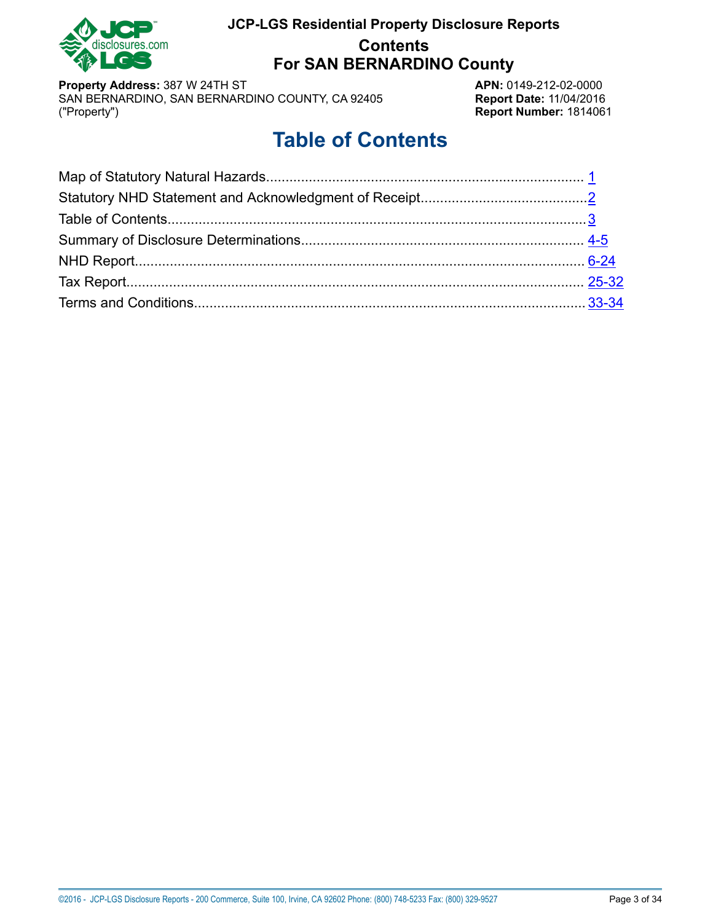**JCP-LGS Residential Property Disclosure Reports**

**Contents**

**For SAN BERNARDINO County**

**Property Address:** 387 W 24TH ST
SAN BERNARDINO, SAN BERNARDINO COUNTY, CA 92405
("Property")

**APN:** 0149-212-02-0000
**Report Date:** 11/04/2016
**Report Number:** 1814061

# Table of Contents

| Section | Page |
|---|---|
| Map of Statutory Natural Hazards | 1 |
| Statutory NHD Statement and Acknowledgment of Receipt | 2 |
| Table of Contents | 3 |
| Summary of Disclosure Determinations | 4-5 |
| NHD Report | 6-24 |
| Tax Report | 25-32 |
| Terms and Conditions | 33-34 |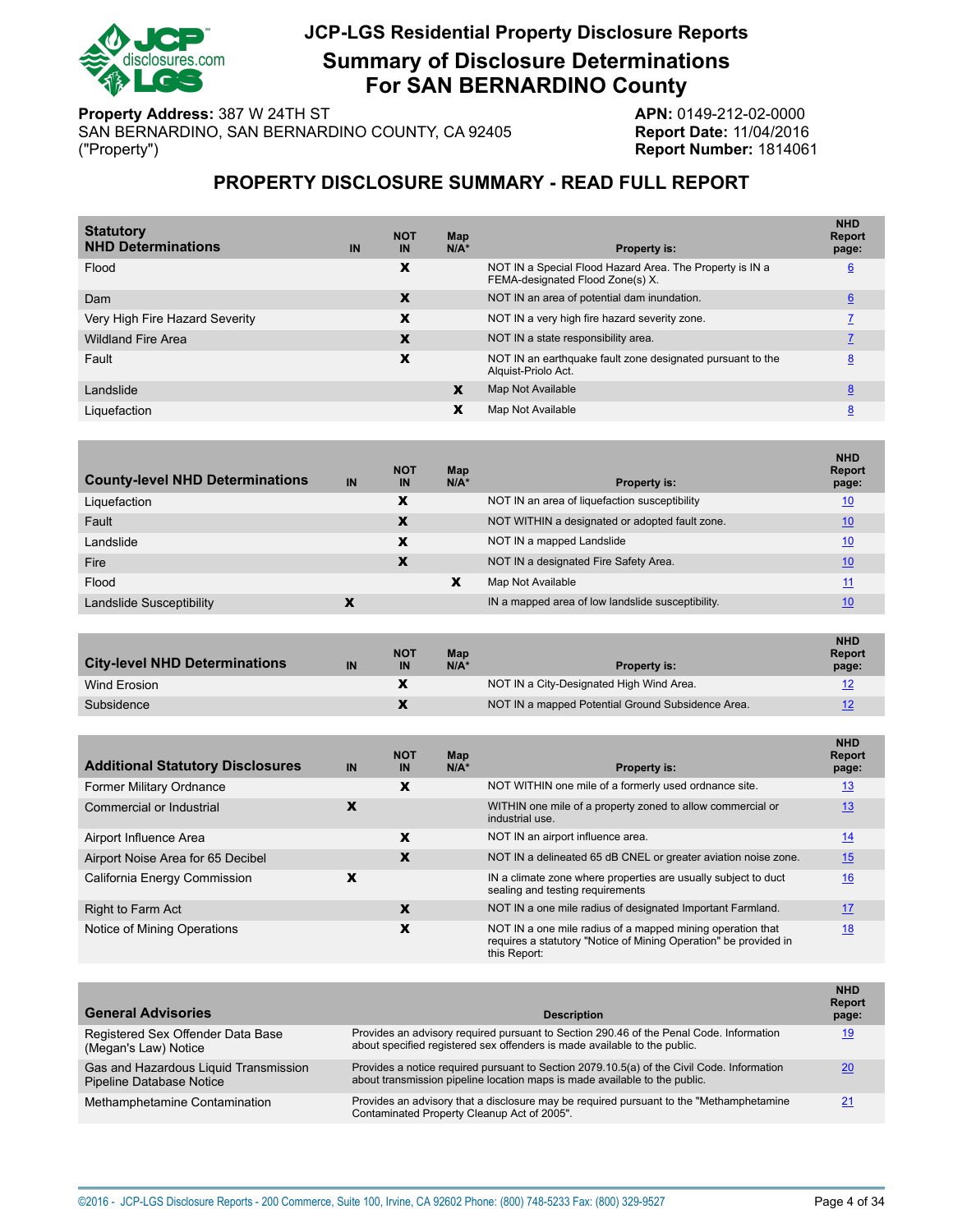# JCP-LGS Residential Property Disclosure Reports

## Summary of Disclosure Determinations For SAN BERNARDINO County

**Property Address:** 387 W 24TH ST
SAN BERNARDINO, SAN BERNARDINO COUNTY, CA 92405
("Property")

**APN:** 0149-212-02-0000
**Report Date:** 11/04/2016
**Report Number:** 1814061

## PROPERTY DISCLOSURE SUMMARY - READ FULL REPORT

| Statutory NHD Determinations | IN | NOT IN | Map N/A* | Property is: | NHD Report page: |
|---|---|---|---|---|---|
| Flood | | X | | NOT IN a Special Flood Hazard Area. The Property is IN a FEMA-designated Flood Zone(s) X. | 6 |
| Dam | | X | | NOT IN an area of potential dam inundation. | 6 |
| Very High Fire Hazard Severity | | X | | NOT IN a very high fire hazard severity zone. | 7 |
| Wildland Fire Area | | X | | NOT IN a state responsibility area. | 7 |
| Fault | | X | | NOT IN an earthquake fault zone designated pursuant to the Alquist-Priolo Act. | 8 |
| Landslide | | | X | Map Not Available | 8 |
| Liquefaction | | | X | Map Not Available | 8 |

| County-level NHD Determinations | IN | NOT IN | Map N/A* | Property is: | NHD Report page: |
|---|---|---|---|---|---|
| Liquefaction | | X | | NOT IN an area of liquefaction susceptibility | 10 |
| Fault | | X | | NOT WITHIN a designated or adopted fault zone. | 10 |
| Landslide | | X | | NOT IN a mapped Landslide | 10 |
| Fire | | X | | NOT IN a designated Fire Safety Area. | 10 |
| Flood | | | X | Map Not Available | 11 |
| Landslide Susceptibility | X | | | IN a mapped area of low landslide susceptibility. | 10 |

| City-level NHD Determinations | IN | NOT IN | Map N/A* | Property is: | NHD Report page: |
|---|---|---|---|---|---|
| Wind Erosion | | X | | NOT IN a City-Designated High Wind Area. | 12 |
| Subsidence | | X | | NOT IN a mapped Potential Ground Subsidence Area. | 12 |

| Additional Statutory Disclosures | IN | NOT IN | Map N/A* | Property is: | NHD Report page: |
|---|---|---|---|---|---|
| Former Military Ordnance | | X | | NOT WITHIN one mile of a formerly used ordnance site. | 13 |
| Commercial or Industrial | X | | | WITHIN one mile of a property zoned to allow commercial or industrial use. | 13 |
| Airport Influence Area | | X | | NOT IN an airport influence area. | 14 |
| Airport Noise Area for 65 Decibel | | X | | NOT IN a delineated 65 dB CNEL or greater aviation noise zone. | 15 |
| California Energy Commission | X | | | IN a climate zone where properties are usually subject to duct sealing and testing requirements | 16 |
| Right to Farm Act | | X | | NOT IN a one mile radius of designated Important Farmland. | 17 |
| Notice of Mining Operations | | X | | NOT IN a one mile radius of a mapped mining operation that requires a statutory "Notice of Mining Operation" be provided in this Report: | 18 |

| General Advisories | Description | NHD Report page: |
|---|---|---|
| Registered Sex Offender Data Base (Megan's Law) Notice | Provides an advisory required pursuant to Section 290.46 of the Penal Code. Information about specified registered sex offenders is made available to the public. | 19 |
| Gas and Hazardous Liquid Transmission Pipeline Database Notice | Provides a notice required pursuant to Section 2079.10.5(a) of the Civil Code. Information about transmission pipeline location maps is made available to the public. | 20 |
| Methamphetamine Contamination | Provides an advisory that a disclosure may be required pursuant to the "Methamphetamine Contaminated Property Cleanup Act of 2005". | 21 |

©2016 - JCP-LGS Disclosure Reports - 200 Commerce, Suite 100, Irvine, CA 92602 Phone: (800) 748-5233 Fax: (800) 329-9527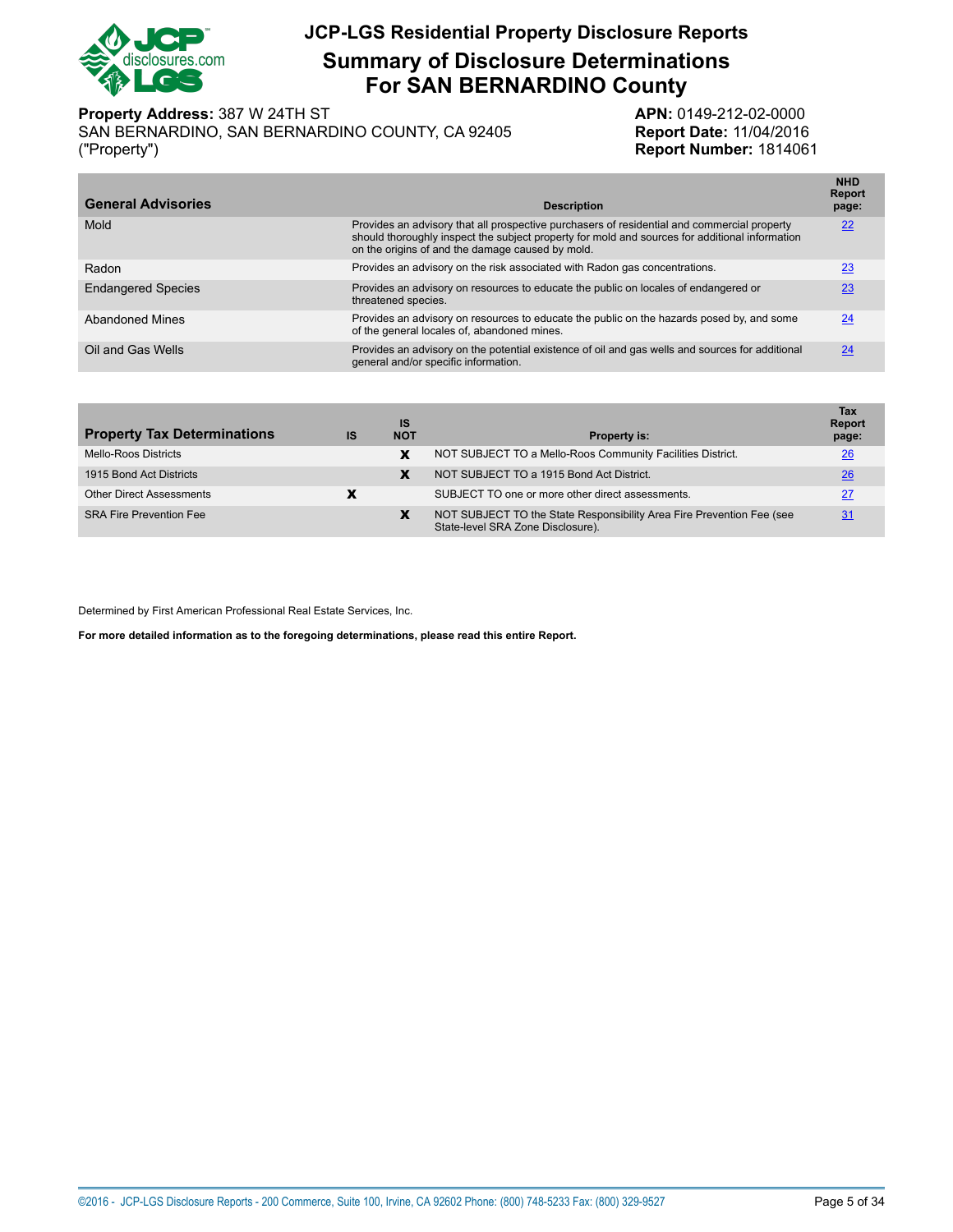# JCP-LGS Residential Property Disclosure Reports

## Summary of Disclosure Determinations For SAN BERNARDINO County

**Property Address:** 387 W 24TH ST
SAN BERNARDINO, SAN BERNARDINO COUNTY, CA 92405
("Property")

**APN:** 0149-212-02-0000
**Report Date:** 11/04/2016
**Report Number:** 1814061

| General Advisories | Description | NHD Report page: |
|---|---|---|
| Mold | Provides an advisory that all prospective purchasers of residential and commercial property should thoroughly inspect the subject property for mold and sources for additional information on the origins of and the damage caused by mold. | 22 |
| Radon | Provides an advisory on the risk associated with Radon gas concentrations. | 23 |
| Endangered Species | Provides an advisory on resources to educate the public on locales of endangered or threatened species. | 23 |
| Abandoned Mines | Provides an advisory on resources to educate the public on the hazards posed by, and some of the general locales of, abandoned mines. | 24 |
| Oil and Gas Wells | Provides an advisory on the potential existence of oil and gas wells and sources for additional general and/or specific information. | 24 |

| Property Tax Determinations | IS | IS NOT | Property is: | Tax Report page: |
|---|---|---|---|---|
| Mello-Roos Districts | | X | NOT SUBJECT TO a Mello-Roos Community Facilities District. | 26 |
| 1915 Bond Act Districts | | X | NOT SUBJECT TO a 1915 Bond Act District. | 26 |
| Other Direct Assessments | X | | SUBJECT TO one or more other direct assessments. | 27 |
| SRA Fire Prevention Fee | | X | NOT SUBJECT TO the State Responsibility Area Fire Prevention Fee (see State-level SRA Zone Disclosure). | 31 |

Determined by First American Professional Real Estate Services, Inc.

**For more detailed information as to the foregoing determinations, please read this entire Report.**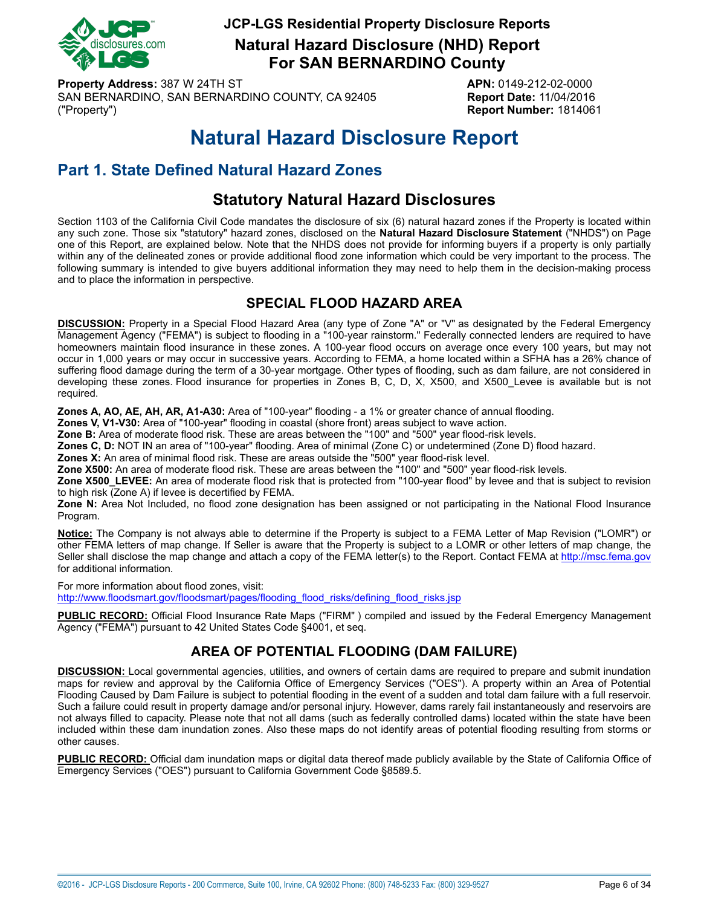# JCP-LGS Residential Property Disclosure Reports

## Natural Hazard Disclosure (NHD) Report For SAN BERNARDINO County

**Property Address:** 387 W 24TH ST
SAN BERNARDINO, SAN BERNARDINO COUNTY, CA 92405
("Property")

**APN:** 0149-212-02-0000
**Report Date:** 11/04/2016
**Report Number:** 1814061

# Natural Hazard Disclosure Report

## Part 1. State Defined Natural Hazard Zones

### Statutory Natural Hazard Disclosures

Section 1103 of the California Civil Code mandates the disclosure of six (6) natural hazard zones if the Property is located within any such zone. Those six "statutory" hazard zones, disclosed on the **Natural Hazard Disclosure Statement** ("NHDS") on Page one of this Report, are explained below. Note that the NHDS does not provide for informing buyers if a property is only partially within any of the delineated zones or provide additional flood zone information which could be very important to the process. The following summary is intended to give buyers additional information they may need to help them in the decision-making process and to place the information in perspective.

### SPECIAL FLOOD HAZARD AREA

**DISCUSSION:** Property in a Special Flood Hazard Area (any type of Zone "A" or "V" as designated by the Federal Emergency Management Agency ("FEMA") is subject to flooding in a "100-year rainstorm." Federally connected lenders are required to have homeowners maintain flood insurance in these zones. A 100-year flood occurs on average once every 100 years, but may not occur in 1,000 years or may occur in successive years. According to FEMA, a home located within a SFHA has a 26% chance of suffering flood damage during the term of a 30-year mortgage. Other types of flooding, such as dam failure, are not considered in developing these zones. Flood insurance for properties in Zones B, C, D, X, X500, and X500_Levee is available but is not required.

**Zones A, AO, AE, AH, AR, A1-A30:** Area of "100-year" flooding - a 1% or greater chance of annual flooding.
**Zones V, V1-V30:** Area of "100-year" flooding in coastal (shore front) areas subject to wave action.
**Zone B:** Area of moderate flood risk. These are areas between the "100" and "500" year flood-risk levels.
**Zones C, D:** NOT IN an area of "100-year" flooding. Area of minimal (Zone C) or undetermined (Zone D) flood hazard.
**Zones X:** An area of minimal flood risk. These are areas outside the "500" year flood-risk level.
**Zone X500:** An area of moderate flood risk. These are areas between the "100" and "500" year flood-risk levels.
**Zone X500_LEVEE:** An area of moderate flood risk that is protected from "100-year flood" by levee and that is subject to revision to high risk (Zone A) if levee is decertified by FEMA.
**Zone N:** Area Not Included, no flood zone designation has been assigned or not participating in the National Flood Insurance Program.

**Notice:** The Company is not always able to determine if the Property is subject to a FEMA Letter of Map Revision ("LOMR") or other FEMA letters of map change. If Seller is aware that the Property is subject to a LOMR or other letters of map change, the Seller shall disclose the map change and attach a copy of the FEMA letter(s) to the Report. Contact FEMA at http://msc.fema.gov for additional information.

For more information about flood zones, visit:
http://www.floodsmart.gov/floodsmart/pages/flooding_flood_risks/defining_flood_risks.jsp

**PUBLIC RECORD:** Official Flood Insurance Rate Maps ("FIRM" ) compiled and issued by the Federal Emergency Management Agency ("FEMA") pursuant to 42 United States Code §4001, et seq.

### AREA OF POTENTIAL FLOODING (DAM FAILURE)

**DISCUSSION:** Local governmental agencies, utilities, and owners of certain dams are required to prepare and submit inundation maps for review and approval by the California Office of Emergency Services ("OES"). A property within an Area of Potential Flooding Caused by Dam Failure is subject to potential flooding in the event of a sudden and total dam failure with a full reservoir. Such a failure could result in property damage and/or personal injury. However, dams rarely fail instantaneously and reservoirs are not always filled to capacity. Please note that not all dams (such as federally controlled dams) located within the state have been included within these dam inundation zones. Also these maps do not identify areas of potential flooding resulting from storms or other causes.

**PUBLIC RECORD:** Official dam inundation maps or digital data thereof made publicly available by the State of California Office of Emergency Services ("OES") pursuant to California Government Code §8589.5.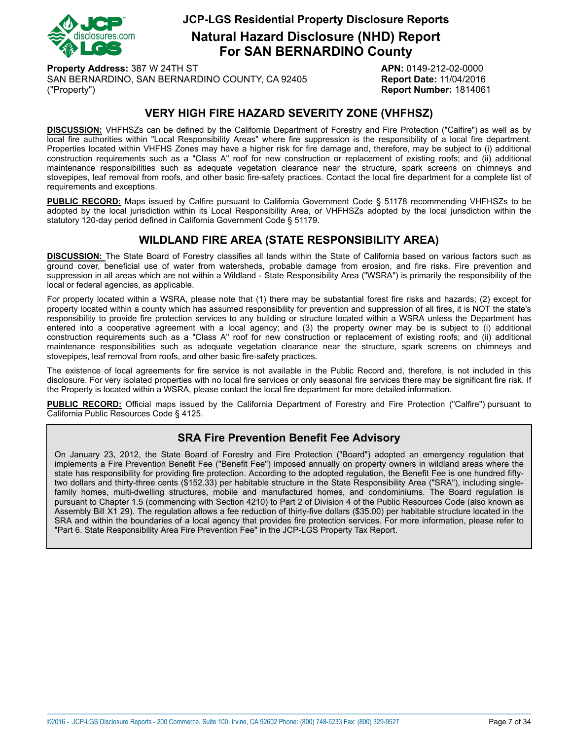# JCP-LGS Residential Property Disclosure Reports

## Natural Hazard Disclosure (NHD) Report For SAN BERNARDINO County

**Property Address:** 387 W 24TH ST
SAN BERNARDINO, SAN BERNARDINO COUNTY, CA 92405
("Property")

**APN:** 0149-212-02-0000
**Report Date:** 11/04/2016
**Report Number:** 1814061

## VERY HIGH FIRE HAZARD SEVERITY ZONE (VHFHSZ)

**DISCUSSION:** VHFHSZs can be defined by the California Department of Forestry and Fire Protection ("Calfire") as well as by local fire authorities within "Local Responsibility Areas" where fire suppression is the responsibility of a local fire department. Properties located within VHFHS Zones may have a higher risk for fire damage and, therefore, may be subject to (i) additional construction requirements such as a "Class A" roof for new construction or replacement of existing roofs; and (ii) additional maintenance responsibilities such as adequate vegetation clearance near the structure, spark screens on chimneys and stovepipes, leaf removal from roofs, and other basic fire-safety practices. Contact the local fire department for a complete list of requirements and exceptions.

**PUBLIC RECORD:** Maps issued by Calfire pursuant to California Government Code § 51178 recommending VHFHSZs to be adopted by the local jurisdiction within its Local Responsibility Area, or VHFHSZs adopted by the local jurisdiction within the statutory 120-day period defined in California Government Code § 51179.

## WILDLAND FIRE AREA (STATE RESPONSIBILITY AREA)

**DISCUSSION:** The State Board of Forestry classifies all lands within the State of California based on various factors such as ground cover, beneficial use of water from watersheds, probable damage from erosion, and fire risks. Fire prevention and suppression in all areas which are not within a Wildland - State Responsibility Area ("WSRA") is primarily the responsibility of the local or federal agencies, as applicable.

For property located within a WSRA, please note that (1) there may be substantial forest fire risks and hazards; (2) except for property located within a county which has assumed responsibility for prevention and suppression of all fires, it is NOT the state's responsibility to provide fire protection services to any building or structure located within a WSRA unless the Department has entered into a cooperative agreement with a local agency; and (3) the property owner may be is subject to (i) additional construction requirements such as a "Class A" roof for new construction or replacement of existing roofs; and (ii) additional maintenance responsibilities such as adequate vegetation clearance near the structure, spark screens on chimneys and stovepipes, leaf removal from roofs, and other basic fire-safety practices.

The existence of local agreements for fire service is not available in the Public Record and, therefore, is not included in this disclosure. For very isolated properties with no local fire services or only seasonal fire services there may be significant fire risk. If the Property is located within a WSRA, please contact the local fire department for more detailed information.

**PUBLIC RECORD:** Official maps issued by the California Department of Forestry and Fire Protection ("Calfire") pursuant to California Public Resources Code § 4125.

### SRA Fire Prevention Benefit Fee Advisory

On January 23, 2012, the State Board of Forestry and Fire Protection ("Board") adopted an emergency regulation that implements a Fire Prevention Benefit Fee ("Benefit Fee") imposed annually on property owners in wildland areas where the state has responsibility for providing fire protection. According to the adopted regulation, the Benefit Fee is one hundred fifty-two dollars and thirty-three cents ($152.33) per habitable structure in the State Responsibility Area ("SRA"), including single-family homes, multi-dwelling structures, mobile and manufactured homes, and condominiums. The Board regulation is pursuant to Chapter 1.5 (commencing with Section 4210) to Part 2 of Division 4 of the Public Resources Code (also known as Assembly Bill X1 29). The regulation allows a fee reduction of thirty-five dollars ($35.00) per habitable structure located in the SRA and within the boundaries of a local agency that provides fire protection services. For more information, please refer to "Part 6. State Responsibility Area Fire Prevention Fee" in the JCP-LGS Property Tax Report.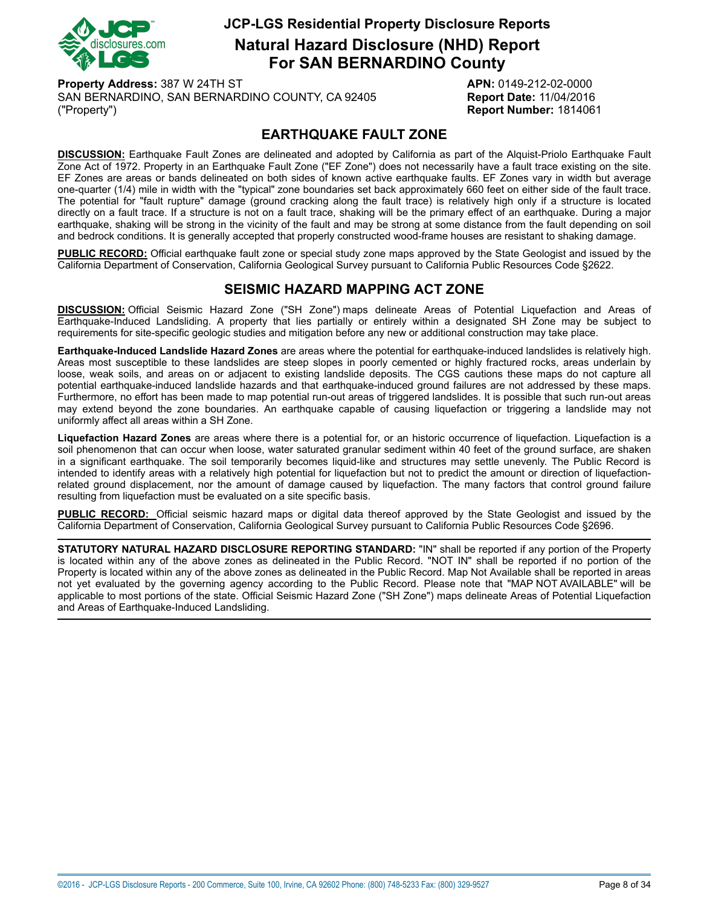# JCP-LGS Residential Property Disclosure Reports

## Natural Hazard Disclosure (NHD) Report For SAN BERNARDINO County

**Property Address:** 387 W 24TH ST
SAN BERNARDINO, SAN BERNARDINO COUNTY, CA 92405
("Property")

**APN:** 0149-212-02-0000
**Report Date:** 11/04/2016
**Report Number:** 1814061

## EARTHQUAKE FAULT ZONE

**DISCUSSION:** Earthquake Fault Zones are delineated and adopted by California as part of the Alquist-Priolo Earthquake Fault Zone Act of 1972. Property in an Earthquake Fault Zone ("EF Zone") does not necessarily have a fault trace existing on the site. EF Zones are areas or bands delineated on both sides of known active earthquake faults. EF Zones vary in width but average one-quarter (1/4) mile in width with the "typical" zone boundaries set back approximately 660 feet on either side of the fault trace. The potential for "fault rupture" damage (ground cracking along the fault trace) is relatively high only if a structure is located directly on a fault trace. If a structure is not on a fault trace, shaking will be the primary effect of an earthquake. During a major earthquake, shaking will be strong in the vicinity of the fault and may be strong at some distance from the fault depending on soil and bedrock conditions. It is generally accepted that properly constructed wood-frame houses are resistant to shaking damage.

**PUBLIC RECORD:** Official earthquake fault zone or special study zone maps approved by the State Geologist and issued by the California Department of Conservation, California Geological Survey pursuant to California Public Resources Code §2622.

## SEISMIC HAZARD MAPPING ACT ZONE

**DISCUSSION:** Official Seismic Hazard Zone ("SH Zone") maps delineate Areas of Potential Liquefaction and Areas of Earthquake-Induced Landsliding. A property that lies partially or entirely within a designated SH Zone may be subject to requirements for site-specific geologic studies and mitigation before any new or additional construction may take place.

**Earthquake-Induced Landslide Hazard Zones** are areas where the potential for earthquake-induced landslides is relatively high. Areas most susceptible to these landslides are steep slopes in poorly cemented or highly fractured rocks, areas underlain by loose, weak soils, and areas on or adjacent to existing landslide deposits. The CGS cautions these maps do not capture all potential earthquake-induced landslide hazards and that earthquake-induced ground failures are not addressed by these maps. Furthermore, no effort has been made to map potential run-out areas of triggered landslides. It is possible that such run-out areas may extend beyond the zone boundaries. An earthquake capable of causing liquefaction or triggering a landslide may not uniformly affect all areas within a SH Zone.

**Liquefaction Hazard Zones** are areas where there is a potential for, or an historic occurrence of liquefaction. Liquefaction is a soil phenomenon that can occur when loose, water saturated granular sediment within 40 feet of the ground surface, are shaken in a significant earthquake. The soil temporarily becomes liquid-like and structures may settle unevenly. The Public Record is intended to identify areas with a relatively high potential for liquefaction but not to predict the amount or direction of liquefaction-related ground displacement, nor the amount of damage caused by liquefaction. The many factors that control ground failure resulting from liquefaction must be evaluated on a site specific basis.

**PUBLIC RECORD:** Official seismic hazard maps or digital data thereof approved by the State Geologist and issued by the California Department of Conservation, California Geological Survey pursuant to California Public Resources Code §2696.

---

**STATUTORY NATURAL HAZARD DISCLOSURE REPORTING STANDARD:** "IN" shall be reported if any portion of the Property is located within any of the above zones as delineated in the Public Record. "NOT IN" shall be reported if no portion of the Property is located within any of the above zones as delineated in the Public Record. Map Not Available shall be reported in areas not yet evaluated by the governing agency according to the Public Record. Please note that "MAP NOT AVAILABLE" will be applicable to most portions of the state. Official Seismic Hazard Zone ("SH Zone") maps delineate Areas of Potential Liquefaction and Areas of Earthquake-Induced Landsliding.

---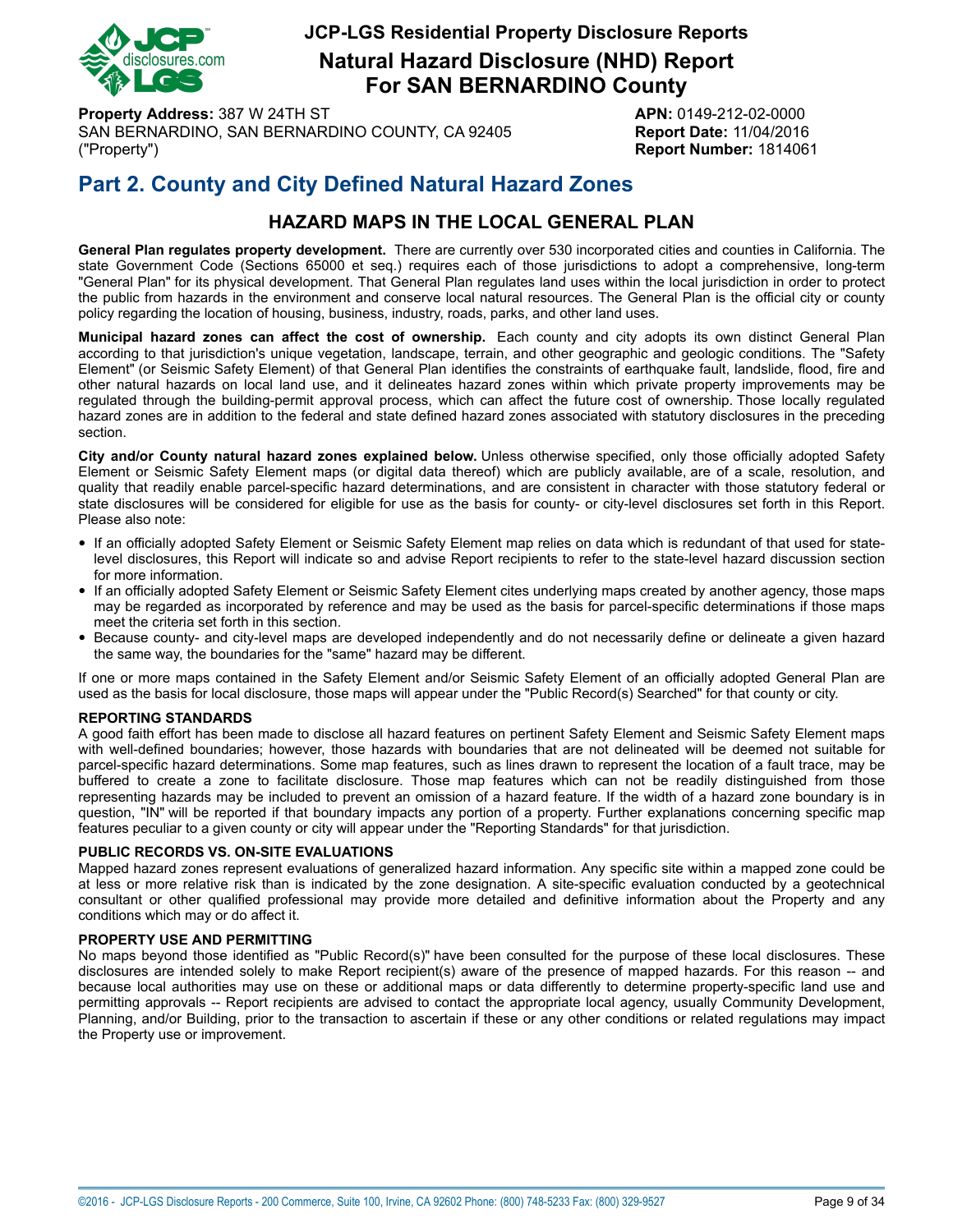**Property Address:** 387 W 24TH ST
SAN BERNARDINO, SAN BERNARDINO COUNTY, CA 92405
("Property")

**APN:** 0149-212-02-0000
**Report Date:** 11/04/2016
**Report Number:** 1814061

# Part 2. County and City Defined Natural Hazard Zones

## HAZARD MAPS IN THE LOCAL GENERAL PLAN

**General Plan regulates property development.** There are currently over 530 incorporated cities and counties in California. The state Government Code (Sections 65000 et seq.) requires each of those jurisdictions to adopt a comprehensive, long-term "General Plan" for its physical development. That General Plan regulates land uses within the local jurisdiction in order to protect the public from hazards in the environment and conserve local natural resources. The General Plan is the official city or county policy regarding the location of housing, business, industry, roads, parks, and other land uses.

**Municipal hazard zones can affect the cost of ownership.** Each county and city adopts its own distinct General Plan according to that jurisdiction's unique vegetation, landscape, terrain, and other geographic and geologic conditions. The "Safety Element" (or Seismic Safety Element) of that General Plan identifies the constraints of earthquake fault, landslide, flood, fire and other natural hazards on local land use, and it delineates hazard zones within which private property improvements may be regulated through the building-permit approval process, which can affect the future cost of ownership. Those locally regulated hazard zones are in addition to the federal and state defined hazard zones associated with statutory disclosures in the preceding section.

**City and/or County natural hazard zones explained below.** Unless otherwise specified, only those officially adopted Safety Element or Seismic Safety Element maps (or digital data thereof) which are publicly available, are of a scale, resolution, and quality that readily enable parcel-specific hazard determinations, and are consistent in character with those statutory federal or state disclosures will be considered for eligible for use as the basis for county- or city-level disclosures set forth in this Report. Please also note:

- If an officially adopted Safety Element or Seismic Safety Element map relies on data which is redundant of that used for state-level disclosures, this Report will indicate so and advise Report recipients to refer to the state-level hazard discussion section for more information.
- If an officially adopted Safety Element or Seismic Safety Element cites underlying maps created by another agency, those maps may be regarded as incorporated by reference and may be used as the basis for parcel-specific determinations if those maps meet the criteria set forth in this section.
- Because county- and city-level maps are developed independently and do not necessarily define or delineate a given hazard the same way, the boundaries for the "same" hazard may be different.

If one or more maps contained in the Safety Element and/or Seismic Safety Element of an officially adopted General Plan are used as the basis for local disclosure, those maps will appear under the "Public Record(s) Searched" for that county or city.

### REPORTING STANDARDS

A good faith effort has been made to disclose all hazard features on pertinent Safety Element and Seismic Safety Element maps with well-defined boundaries; however, those hazards with boundaries that are not delineated will be deemed not suitable for parcel-specific hazard determinations. Some map features, such as lines drawn to represent the location of a fault trace, may be buffered to create a zone to facilitate disclosure. Those map features which can not be readily distinguished from those representing hazards may be included to prevent an omission of a hazard feature. If the width of a hazard zone boundary is in question, "IN" will be reported if that boundary impacts any portion of a property. Further explanations concerning specific map features peculiar to a given county or city will appear under the "Reporting Standards" for that jurisdiction.

### PUBLIC RECORDS VS. ON-SITE EVALUATIONS

Mapped hazard zones represent evaluations of generalized hazard information. Any specific site within a mapped zone could be at less or more relative risk than is indicated by the zone designation. A site-specific evaluation conducted by a geotechnical consultant or other qualified professional may provide more detailed and definitive information about the Property and any conditions which may or do affect it.

### PROPERTY USE AND PERMITTING

No maps beyond those identified as "Public Record(s)" have been consulted for the purpose of these local disclosures. These disclosures are intended solely to make Report recipient(s) aware of the presence of mapped hazards. For this reason -- and because local authorities may use on these or additional maps or data differently to determine property-specific land use and permitting approvals -- Report recipients are advised to contact the appropriate local agency, usually Community Development, Planning, and/or Building, prior to the transaction to ascertain if these or any other conditions or related regulations may impact the Property use or improvement.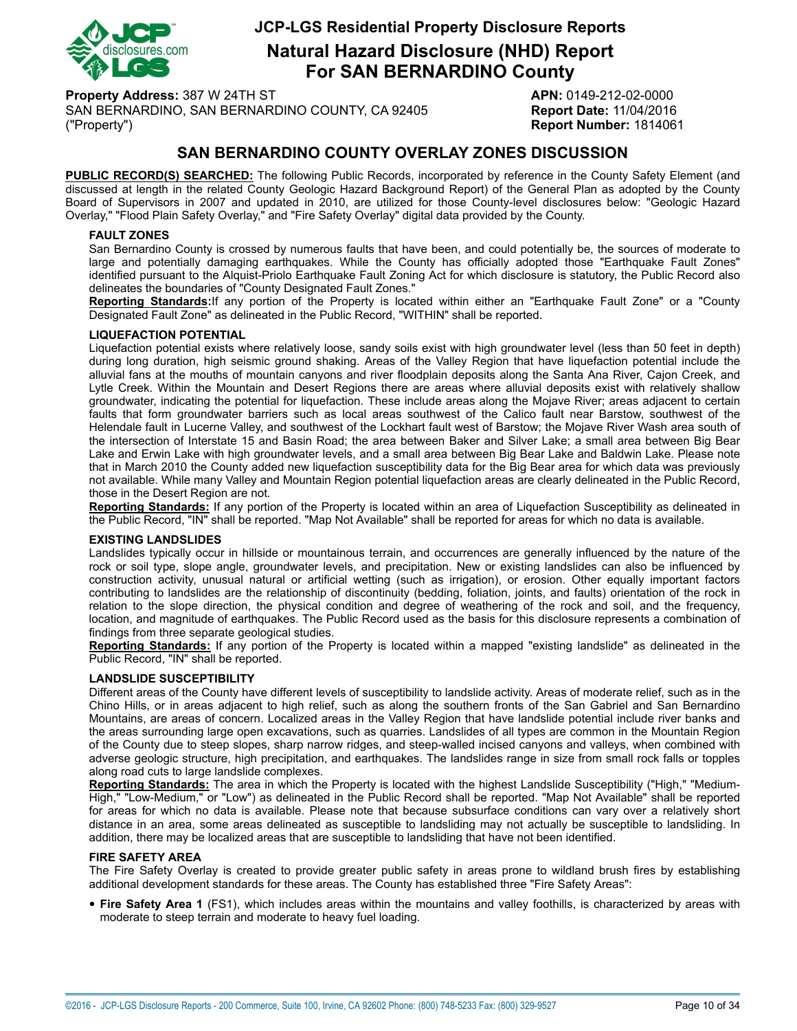# JCP-LGS Residential Property Disclosure Reports

## Natural Hazard Disclosure (NHD) Report For SAN BERNARDINO County

**Property Address:** 387 W 24TH ST
SAN BERNARDINO, SAN BERNARDINO COUNTY, CA 92405
("Property")

**APN:** 0149-212-02-0000
**Report Date:** 11/04/2016
**Report Number:** 1814061

## SAN BERNARDINO COUNTY OVERLAY ZONES DISCUSSION

**PUBLIC RECORD(S) SEARCHED:** The following Public Records, incorporated by reference in the County Safety Element (and discussed at length in the related County Geologic Hazard Background Report) of the General Plan as adopted by the County Board of Supervisors in 2007 and updated in 2010, are utilized for those County-level disclosures below: "Geologic Hazard Overlay," "Flood Plain Safety Overlay," and "Fire Safety Overlay" digital data provided by the County.

### FAULT ZONES

San Bernardino County is crossed by numerous faults that have been, and could potentially be, the sources of moderate to large and potentially damaging earthquakes. While the County has officially adopted those "Earthquake Fault Zones" identified pursuant to the Alquist-Priolo Earthquake Fault Zoning Act for which disclosure is statutory, the Public Record also delineates the boundaries of "County Designated Fault Zones."

**Reporting Standards:** If any portion of the Property is located within either an "Earthquake Fault Zone" or a "County Designated Fault Zone" as delineated in the Public Record, "WITHIN" shall be reported.

### LIQUEFACTION POTENTIAL

Liquefaction potential exists where relatively loose, sandy soils exist with high groundwater level (less than 50 feet in depth) during long duration, high seismic ground shaking. Areas of the Valley Region that have liquefaction potential include the alluvial fans at the mouths of mountain canyons and river floodplain deposits along the Santa Ana River, Cajon Creek, and Lytle Creek. Within the Mountain and Desert Regions there are areas where alluvial deposits exist with relatively shallow groundwater, indicating the potential for liquefaction. These include areas along the Mojave River; areas adjacent to certain faults that form groundwater barriers such as local areas southwest of the Calico fault near Barstow, southwest of the Helendale fault in Lucerne Valley, and southwest of the Lockhart fault west of Barstow; the Mojave River Wash area south of the intersection of Interstate 15 and Basin Road; the area between Baker and Silver Lake; a small area between Big Bear Lake and Erwin Lake with high groundwater levels, and a small area between Big Bear Lake and Baldwin Lake. Please note that in March 2010 the County added new liquefaction susceptibility data for the Big Bear area for which data was previously not available. While many Valley and Mountain Region potential liquefaction areas are clearly delineated in the Public Record, those in the Desert Region are not.

**Reporting Standards:** If any portion of the Property is located within an area of Liquefaction Susceptibility as delineated in the Public Record, "IN" shall be reported. "Map Not Available" shall be reported for areas for which no data is available.

### EXISTING LANDSLIDES

Landslides typically occur in hillside or mountainous terrain, and occurrences are generally influenced by the nature of the rock or soil type, slope angle, groundwater levels, and precipitation. New or existing landslides can also be influenced by construction activity, unusual natural or artificial wetting (such as irrigation), or erosion. Other equally important factors contributing to landslides are the relationship of discontinuity (bedding, foliation, joints, and faults) orientation of the rock in relation to the slope direction, the physical condition and degree of weathering of the rock and soil, and the frequency, location, and magnitude of earthquakes. The Public Record used as the basis for this disclosure represents a combination of findings from three separate geological studies.

**Reporting Standards:** If any portion of the Property is located within a mapped "existing landslide" as delineated in the Public Record, "IN" shall be reported.

### LANDSLIDE SUSCEPTIBILITY

Different areas of the County have different levels of susceptibility to landslide activity. Areas of moderate relief, such as in the Chino Hills, or in areas adjacent to high relief, such as along the southern fronts of the San Gabriel and San Bernardino Mountains, are areas of concern. Localized areas in the Valley Region that have landslide potential include river banks and the areas surrounding large open excavations, such as quarries. Landslides of all types are common in the Mountain Region of the County due to steep slopes, sharp narrow ridges, and steep-walled incised canyons and valleys, when combined with adverse geologic structure, high precipitation, and earthquakes. The landslides range in size from small rock falls or topples along road cuts to large landslide complexes.

**Reporting Standards:** The area in which the Property is located with the highest Landslide Susceptibility ("High," "Medium-High," "Low-Medium," or "Low") as delineated in the Public Record shall be reported. "Map Not Available" shall be reported for areas for which no data is available. Please note that because subsurface conditions can vary over a relatively short distance in an area, some areas delineated as susceptible to landsliding may not actually be susceptible to landsliding. In addition, there may be localized areas that are susceptible to landsliding that have not been identified.

### FIRE SAFETY AREA

The Fire Safety Overlay is created to provide greater public safety in areas prone to wildland brush fires by establishing additional development standards for these areas. The County has established three "Fire Safety Areas":

- **Fire Safety Area 1** (FS1), which includes areas within the mountains and valley foothills, is characterized by areas with moderate to steep terrain and moderate to heavy fuel loading.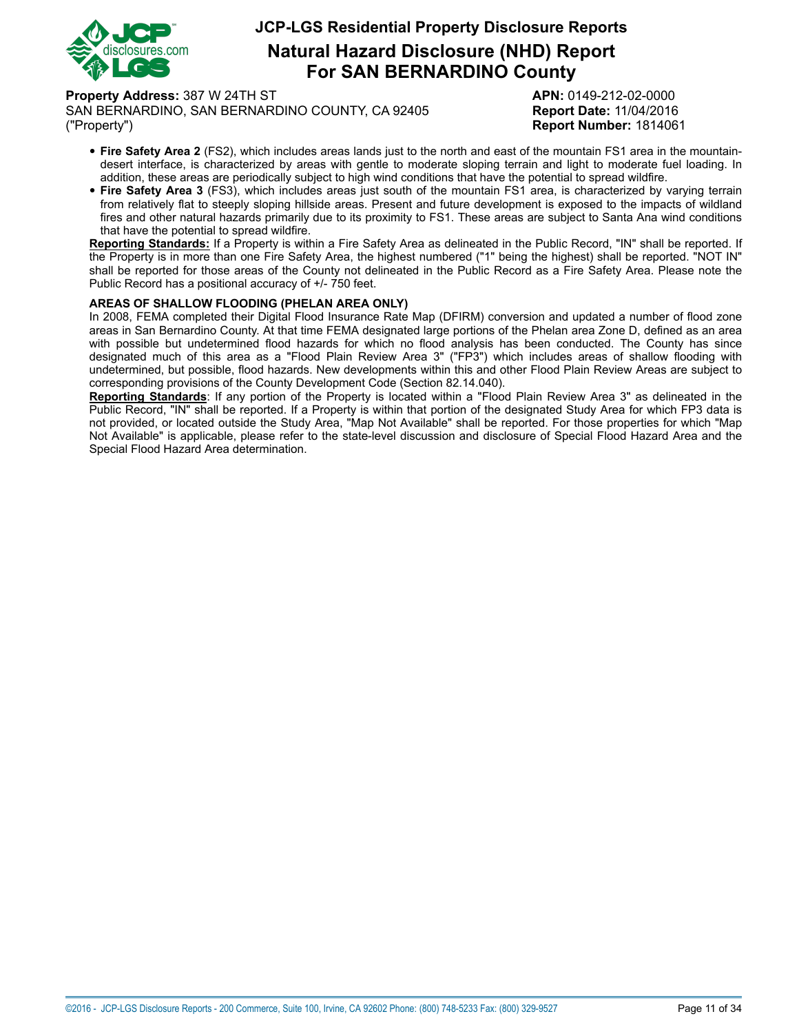- **Fire Safety Area 2** (FS2), which includes areas lands just to the north and east of the mountain FS1 area in the mountain-desert interface, is characterized by areas with gentle to moderate sloping terrain and light to moderate fuel loading. In addition, these areas are periodically subject to high wind conditions that have the potential to spread wildfire.
- **Fire Safety Area 3** (FS3), which includes areas just south of the mountain FS1 area, is characterized by varying terrain from relatively flat to steeply sloping hillside areas. Present and future development is exposed to the impacts of wildland fires and other natural hazards primarily due to its proximity to FS1. These areas are subject to Santa Ana wind conditions that have the potential to spread wildfire.

**Reporting Standards:** If a Property is within a Fire Safety Area as delineated in the Public Record, "IN" shall be reported. If the Property is in more than one Fire Safety Area, the highest numbered ("1" being the highest) shall be reported. "NOT IN" shall be reported for those areas of the County not delineated in the Public Record as a Fire Safety Area. Please note the Public Record has a positional accuracy of +/- 750 feet.

### AREAS OF SHALLOW FLOODING (PHELAN AREA ONLY)

In 2008, FEMA completed their Digital Flood Insurance Rate Map (DFIRM) conversion and updated a number of flood zone areas in San Bernardino County. At that time FEMA designated large portions of the Phelan area Zone D, defined as an area with possible but undetermined flood hazards for which no flood analysis has been conducted. The County has since designated much of this area as a "Flood Plain Review Area 3" ("FP3") which includes areas of shallow flooding with undetermined, but possible, flood hazards. New developments within this and other Flood Plain Review Areas are subject to corresponding provisions of the County Development Code (Section 82.14.040).

**Reporting Standards**: If any portion of the Property is located within a "Flood Plain Review Area 3" as delineated in the Public Record, "IN" shall be reported. If a Property is within that portion of the designated Study Area for which FP3 data is not provided, or located outside the Study Area, "Map Not Available" shall be reported. For those properties for which "Map Not Available" is applicable, please refer to the state-level discussion and disclosure of Special Flood Hazard Area and the Special Flood Hazard Area determination.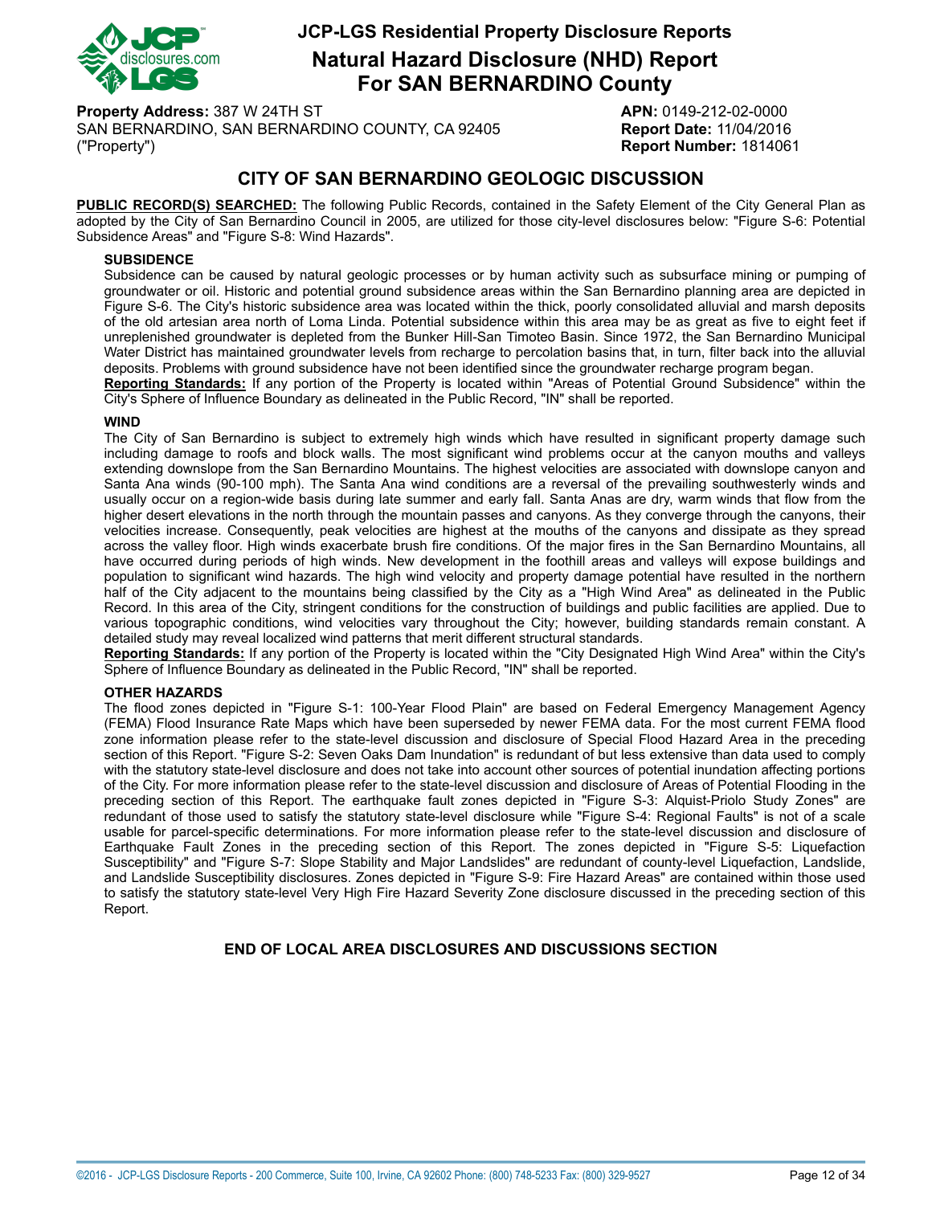# JCP-LGS Residential Property Disclosure Reports

## Natural Hazard Disclosure (NHD) Report For SAN BERNARDINO County

**Property Address:** 387 W 24TH ST
SAN BERNARDINO, SAN BERNARDINO COUNTY, CA 92405
("Property")

**APN:** 0149-212-02-0000
**Report Date:** 11/04/2016
**Report Number:** 1814061

## CITY OF SAN BERNARDINO GEOLOGIC DISCUSSION

**PUBLIC RECORD(S) SEARCHED:** The following Public Records, contained in the Safety Element of the City General Plan as adopted by the City of San Bernardino Council in 2005, are utilized for those city-level disclosures below: "Figure S-6: Potential Subsidence Areas" and "Figure S-8: Wind Hazards".

### SUBSIDENCE

Subsidence can be caused by natural geologic processes or by human activity such as subsurface mining or pumping of groundwater or oil. Historic and potential ground subsidence areas within the San Bernardino planning area are depicted in Figure S-6. The City's historic subsidence area was located within the thick, poorly consolidated alluvial and marsh deposits of the old artesian area north of Loma Linda. Potential subsidence within this area may be as great as five to eight feet if unreplenished groundwater is depleted from the Bunker Hill-San Timoteo Basin. Since 1972, the San Bernardino Municipal Water District has maintained groundwater levels from recharge to percolation basins that, in turn, filter back into the alluvial deposits. Problems with ground subsidence have not been identified since the groundwater recharge program began.

**Reporting Standards:** If any portion of the Property is located within "Areas of Potential Ground Subsidence" within the City's Sphere of Influence Boundary as delineated in the Public Record, "IN" shall be reported.

### WIND

The City of San Bernardino is subject to extremely high winds which have resulted in significant property damage such including damage to roofs and block walls. The most significant wind problems occur at the canyon mouths and valleys extending downslope from the San Bernardino Mountains. The highest velocities are associated with downslope canyon and Santa Ana winds (90-100 mph). The Santa Ana wind conditions are a reversal of the prevailing southwesterly winds and usually occur on a region-wide basis during late summer and early fall. Santa Anas are dry, warm winds that flow from the higher desert elevations in the north through the mountain passes and canyons. As they converge through the canyons, their velocities increase. Consequently, peak velocities are highest at the mouths of the canyons and dissipate as they spread across the valley floor. High winds exacerbate brush fire conditions. Of the major fires in the San Bernardino Mountains, all have occurred during periods of high winds. New development in the foothill areas and valleys will expose buildings and population to significant wind hazards. The high wind velocity and property damage potential have resulted in the northern half of the City adjacent to the mountains being classified by the City as a "High Wind Area" as delineated in the Public Record. In this area of the City, stringent conditions for the construction of buildings and public facilities are applied. Due to various topographic conditions, wind velocities vary throughout the City; however, building standards remain constant. A detailed study may reveal localized wind patterns that merit different structural standards.

**Reporting Standards:** If any portion of the Property is located within the "City Designated High Wind Area" within the City's Sphere of Influence Boundary as delineated in the Public Record, "IN" shall be reported.

### OTHER HAZARDS

The flood zones depicted in "Figure S-1: 100-Year Flood Plain" are based on Federal Emergency Management Agency (FEMA) Flood Insurance Rate Maps which have been superseded by newer FEMA data. For the most current FEMA flood zone information please refer to the state-level discussion and disclosure of Special Flood Hazard Area in the preceding section of this Report. "Figure S-2: Seven Oaks Dam Inundation" is redundant of but less extensive than data used to comply with the statutory state-level disclosure and does not take into account other sources of potential inundation affecting portions of the City. For more information please refer to the state-level discussion and disclosure of Areas of Potential Flooding in the preceding section of this Report. The earthquake fault zones depicted in "Figure S-3: Alquist-Priolo Study Zones" are redundant of those used to satisfy the statutory state-level disclosure while "Figure S-4: Regional Faults" is not of a scale usable for parcel-specific determinations. For more information please refer to the state-level discussion and disclosure of Earthquake Fault Zones in the preceding section of this Report. The zones depicted in "Figure S-5: Liquefaction Susceptibility" and "Figure S-7: Slope Stability and Major Landslides" are redundant of county-level Liquefaction, Landslide, and Landslide Susceptibility disclosures. Zones depicted in "Figure S-9: Fire Hazard Areas" are contained within those used to satisfy the statutory state-level Very High Fire Hazard Severity Zone disclosure discussed in the preceding section of this Report.

**END OF LOCAL AREA DISCLOSURES AND DISCUSSIONS SECTION**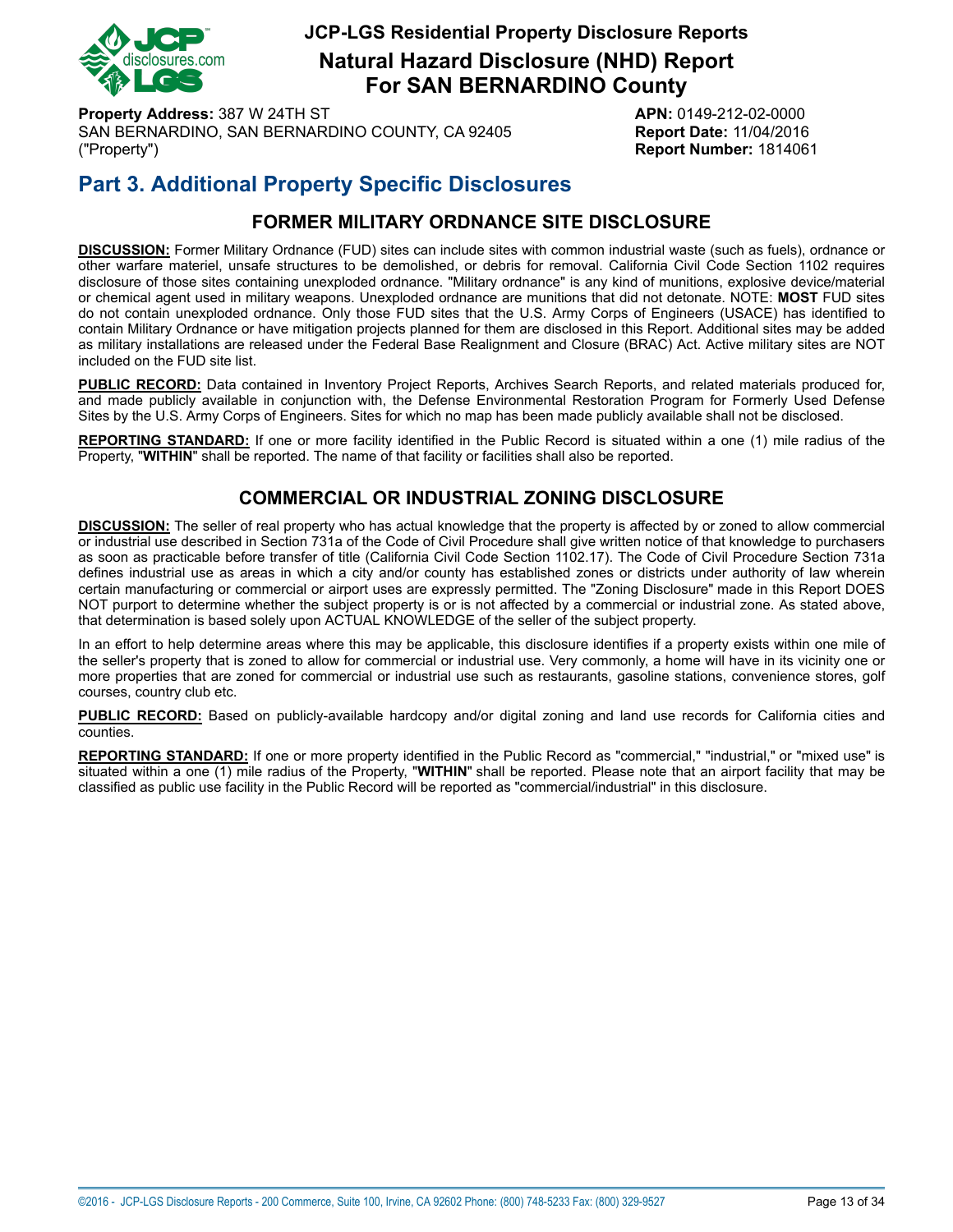# Part 3. Additional Property Specific Disclosures

## FORMER MILITARY ORDNANCE SITE DISCLOSURE

**DISCUSSION:** Former Military Ordnance (FUD) sites can include sites with common industrial waste (such as fuels), ordnance or other warfare materiel, unsafe structures to be demolished, or debris for removal. California Civil Code Section 1102 requires disclosure of those sites containing unexploded ordnance. "Military ordnance" is any kind of munitions, explosive device/material or chemical agent used in military weapons. Unexploded ordnance are munitions that did not detonate. NOTE: **MOST** FUD sites do not contain unexploded ordnance. Only those FUD sites that the U.S. Army Corps of Engineers (USACE) has identified to contain Military Ordnance or have mitigation projects planned for them are disclosed in this Report. Additional sites may be added as military installations are released under the Federal Base Realignment and Closure (BRAC) Act. Active military sites are NOT included on the FUD site list.

**PUBLIC RECORD:** Data contained in Inventory Project Reports, Archives Search Reports, and related materials produced for, and made publicly available in conjunction with, the Defense Environmental Restoration Program for Formerly Used Defense Sites by the U.S. Army Corps of Engineers. Sites for which no map has been made publicly available shall not be disclosed.

**REPORTING STANDARD:** If one or more facility identified in the Public Record is situated within a one (1) mile radius of the Property, "**WITHIN**" shall be reported. The name of that facility or facilities shall also be reported.

## COMMERCIAL OR INDUSTRIAL ZONING DISCLOSURE

**DISCUSSION:** The seller of real property who has actual knowledge that the property is affected by or zoned to allow commercial or industrial use described in Section 731a of the Code of Civil Procedure shall give written notice of that knowledge to purchasers as soon as practicable before transfer of title (California Civil Code Section 1102.17). The Code of Civil Procedure Section 731a defines industrial use as areas in which a city and/or county has established zones or districts under authority of law wherein certain manufacturing or commercial or airport uses are expressly permitted. The "Zoning Disclosure" made in this Report DOES NOT purport to determine whether the subject property is or is not affected by a commercial or industrial zone. As stated above, that determination is based solely upon ACTUAL KNOWLEDGE of the seller of the subject property.

In an effort to help determine areas where this may be applicable, this disclosure identifies if a property exists within one mile of the seller's property that is zoned to allow for commercial or industrial use. Very commonly, a home will have in its vicinity one or more properties that are zoned for commercial or industrial use such as restaurants, gasoline stations, convenience stores, golf courses, country club etc.

**PUBLIC RECORD:** Based on publicly-available hardcopy and/or digital zoning and land use records for California cities and counties.

**REPORTING STANDARD:** If one or more property identified in the Public Record as "commercial," "industrial," or "mixed use" is situated within a one (1) mile radius of the Property, "**WITHIN**" shall be reported. Please note that an airport facility that may be classified as public use facility in the Public Record will be reported as "commercial/industrial" in this disclosure.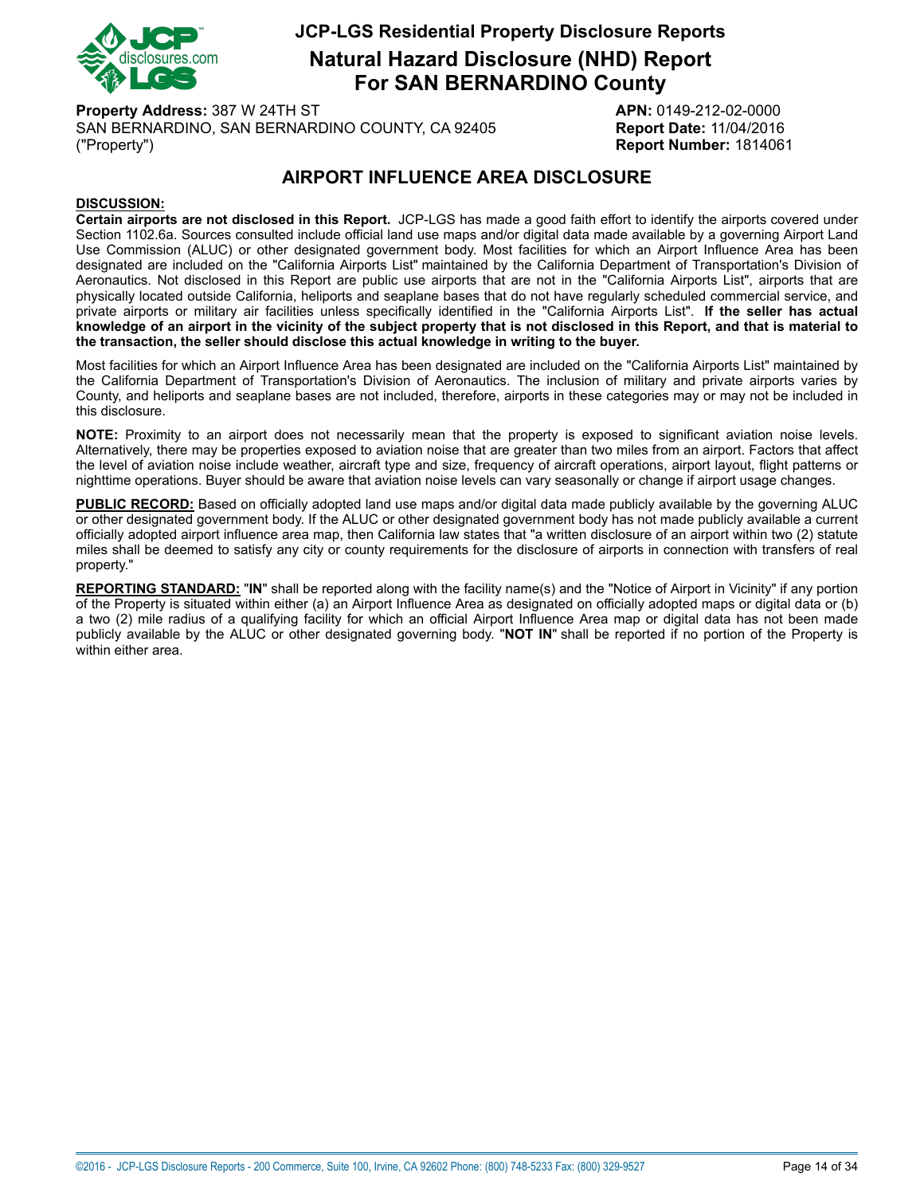# JCP-LGS Residential Property Disclosure Reports

## Natural Hazard Disclosure (NHD) Report For SAN BERNARDINO County

**Property Address:** 387 W 24TH ST
SAN BERNARDINO, SAN BERNARDINO COUNTY, CA 92405
("Property")

**APN:** 0149-212-02-0000
**Report Date:** 11/04/2016
**Report Number:** 1814061

## AIRPORT INFLUENCE AREA DISCLOSURE

**DISCUSSION:**

**Certain airports are not disclosed in this Report.** JCP-LGS has made a good faith effort to identify the airports covered under Section 1102.6a. Sources consulted include official land use maps and/or digital data made available by a governing Airport Land Use Commission (ALUC) or other designated government body. Most facilities for which an Airport Influence Area has been designated are included on the "California Airports List" maintained by the California Department of Transportation's Division of Aeronautics. Not disclosed in this Report are public use airports that are not in the "California Airports List", airports that are physically located outside California, heliports and seaplane bases that do not have regularly scheduled commercial service, and private airports or military air facilities unless specifically identified in the "California Airports List". **If the seller has actual knowledge of an airport in the vicinity of the subject property that is not disclosed in this Report, and that is material to the transaction, the seller should disclose this actual knowledge in writing to the buyer.**

Most facilities for which an Airport Influence Area has been designated are included on the "California Airports List" maintained by the California Department of Transportation's Division of Aeronautics. The inclusion of military and private airports varies by County, and heliports and seaplane bases are not included, therefore, airports in these categories may or may not be included in this disclosure.

**NOTE:** Proximity to an airport does not necessarily mean that the property is exposed to significant aviation noise levels. Alternatively, there may be properties exposed to aviation noise that are greater than two miles from an airport. Factors that affect the level of aviation noise include weather, aircraft type and size, frequency of aircraft operations, airport layout, flight patterns or nighttime operations. Buyer should be aware that aviation noise levels can vary seasonally or change if airport usage changes.

**PUBLIC RECORD:** Based on officially adopted land use maps and/or digital data made publicly available by the governing ALUC or other designated government body. If the ALUC or other designated government body has not made publicly available a current officially adopted airport influence area map, then California law states that "a written disclosure of an airport within two (2) statute miles shall be deemed to satisfy any city or county requirements for the disclosure of airports in connection with transfers of real property."

**REPORTING STANDARD:** "**IN**" shall be reported along with the facility name(s) and the "Notice of Airport in Vicinity" if any portion of the Property is situated within either (a) an Airport Influence Area as designated on officially adopted maps or digital data or (b) a two (2) mile radius of a qualifying facility for which an official Airport Influence Area map or digital data has not been made publicly available by the ALUC or other designated governing body. "**NOT IN**" shall be reported if no portion of the Property is within either area.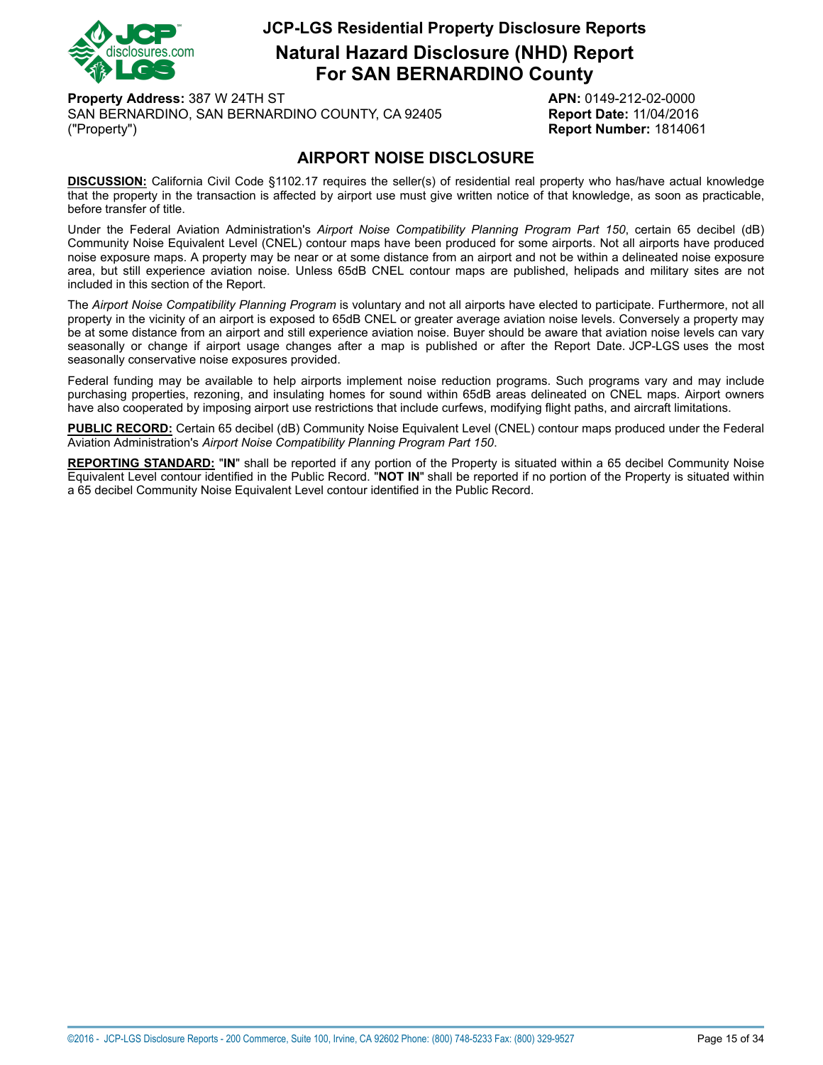# JCP-LGS Residential Property Disclosure Reports

## Natural Hazard Disclosure (NHD) Report For SAN BERNARDINO County

**Property Address:** 387 W 24TH ST
SAN BERNARDINO, SAN BERNARDINO COUNTY, CA 92405
("Property")

**APN:** 0149-212-02-0000
**Report Date:** 11/04/2016
**Report Number:** 1814061

## AIRPORT NOISE DISCLOSURE

**DISCUSSION:** California Civil Code §1102.17 requires the seller(s) of residential real property who has/have actual knowledge that the property in the transaction is affected by airport use must give written notice of that knowledge, as soon as practicable, before transfer of title.

Under the Federal Aviation Administration's *Airport Noise Compatibility Planning Program Part 150*, certain 65 decibel (dB) Community Noise Equivalent Level (CNEL) contour maps have been produced for some airports. Not all airports have produced noise exposure maps. A property may be near or at some distance from an airport and not be within a delineated noise exposure area, but still experience aviation noise. Unless 65dB CNEL contour maps are published, helipads and military sites are not included in this section of the Report.

The *Airport Noise Compatibility Planning Program* is voluntary and not all airports have elected to participate. Furthermore, not all property in the vicinity of an airport is exposed to 65dB CNEL or greater average aviation noise levels. Conversely a property may be at some distance from an airport and still experience aviation noise. Buyer should be aware that aviation noise levels can vary seasonally or change if airport usage changes after a map is published or after the Report Date. JCP-LGS uses the most seasonally conservative noise exposures provided.

Federal funding may be available to help airports implement noise reduction programs. Such programs vary and may include purchasing properties, rezoning, and insulating homes for sound within 65dB areas delineated on CNEL maps. Airport owners have also cooperated by imposing airport use restrictions that include curfews, modifying flight paths, and aircraft limitations.

**PUBLIC RECORD:** Certain 65 decibel (dB) Community Noise Equivalent Level (CNEL) contour maps produced under the Federal Aviation Administration's *Airport Noise Compatibility Planning Program Part 150*.

**REPORTING STANDARD:** "**IN**" shall be reported if any portion of the Property is situated within a 65 decibel Community Noise Equivalent Level contour identified in the Public Record. "**NOT IN**" shall be reported if no portion of the Property is situated within a 65 decibel Community Noise Equivalent Level contour identified in the Public Record.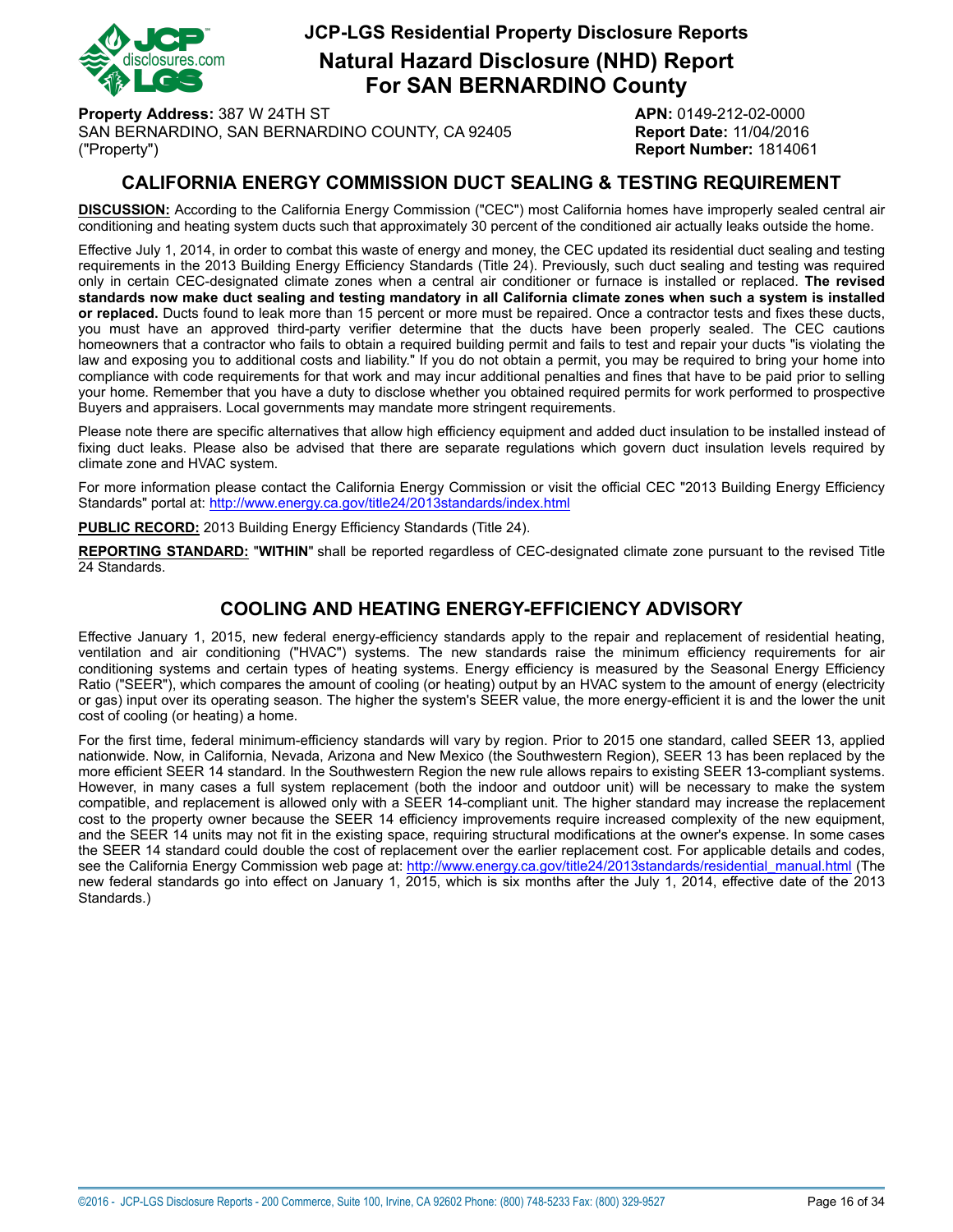# JCP-LGS Residential Property Disclosure Reports

## Natural Hazard Disclosure (NHD) Report For SAN BERNARDINO County

**Property Address:** 387 W 24TH ST
SAN BERNARDINO, SAN BERNARDINO COUNTY, CA 92405
("Property")

**APN:** 0149-212-02-0000
**Report Date:** 11/04/2016
**Report Number:** 1814061

## CALIFORNIA ENERGY COMMISSION DUCT SEALING & TESTING REQUIREMENT

**DISCUSSION:** According to the California Energy Commission ("CEC") most California homes have improperly sealed central air conditioning and heating system ducts such that approximately 30 percent of the conditioned air actually leaks outside the home.

Effective July 1, 2014, in order to combat this waste of energy and money, the CEC updated its residential duct sealing and testing requirements in the 2013 Building Energy Efficiency Standards (Title 24). Previously, such duct sealing and testing was required only in certain CEC-designated climate zones when a central air conditioner or furnace is installed or replaced. **The revised standards now make duct sealing and testing mandatory in all California climate zones when such a system is installed or replaced.** Ducts found to leak more than 15 percent or more must be repaired. Once a contractor tests and fixes these ducts, you must have an approved third-party verifier determine that the ducts have been properly sealed. The CEC cautions homeowners that a contractor who fails to obtain a required building permit and fails to test and repair your ducts "is violating the law and exposing you to additional costs and liability." If you do not obtain a permit, you may be required to bring your home into compliance with code requirements for that work and may incur additional penalties and fines that have to be paid prior to selling your home. Remember that you have a duty to disclose whether you obtained required permits for work performed to prospective Buyers and appraisers. Local governments may mandate more stringent requirements.

Please note there are specific alternatives that allow high efficiency equipment and added duct insulation to be installed instead of fixing duct leaks. Please also be advised that there are separate regulations which govern duct insulation levels required by climate zone and HVAC system.

For more information please contact the California Energy Commission or visit the official CEC "2013 Building Energy Efficiency Standards" portal at: http://www.energy.ca.gov/title24/2013standards/index.html

**PUBLIC RECORD:** 2013 Building Energy Efficiency Standards (Title 24).

**REPORTING STANDARD:** "**WITHIN**" shall be reported regardless of CEC-designated climate zone pursuant to the revised Title 24 Standards.

## COOLING AND HEATING ENERGY-EFFICIENCY ADVISORY

Effective January 1, 2015, new federal energy-efficiency standards apply to the repair and replacement of residential heating, ventilation and air conditioning ("HVAC") systems. The new standards raise the minimum efficiency requirements for air conditioning systems and certain types of heating systems. Energy efficiency is measured by the Seasonal Energy Efficiency Ratio ("SEER"), which compares the amount of cooling (or heating) output by an HVAC system to the amount of energy (electricity or gas) input over its operating season. The higher the system's SEER value, the more energy-efficient it is and the lower the unit cost of cooling (or heating) a home.

For the first time, federal minimum-efficiency standards will vary by region. Prior to 2015 one standard, called SEER 13, applied nationwide. Now, in California, Nevada, Arizona and New Mexico (the Southwestern Region), SEER 13 has been replaced by the more efficient SEER 14 standard. In the Southwestern Region the new rule allows repairs to existing SEER 13-compliant systems. However, in many cases a full system replacement (both the indoor and outdoor unit) will be necessary to make the system compatible, and replacement is allowed only with a SEER 14-compliant unit. The higher standard may increase the replacement cost to the property owner because the SEER 14 efficiency improvements require increased complexity of the new equipment, and the SEER 14 units may not fit in the existing space, requiring structural modifications at the owner's expense. In some cases the SEER 14 standard could double the cost of replacement over the earlier replacement cost. For applicable details and codes, see the California Energy Commission web page at: http://www.energy.ca.gov/title24/2013standards/residential_manual.html (The new federal standards go into effect on January 1, 2015, which is six months after the July 1, 2014, effective date of the 2013 Standards.)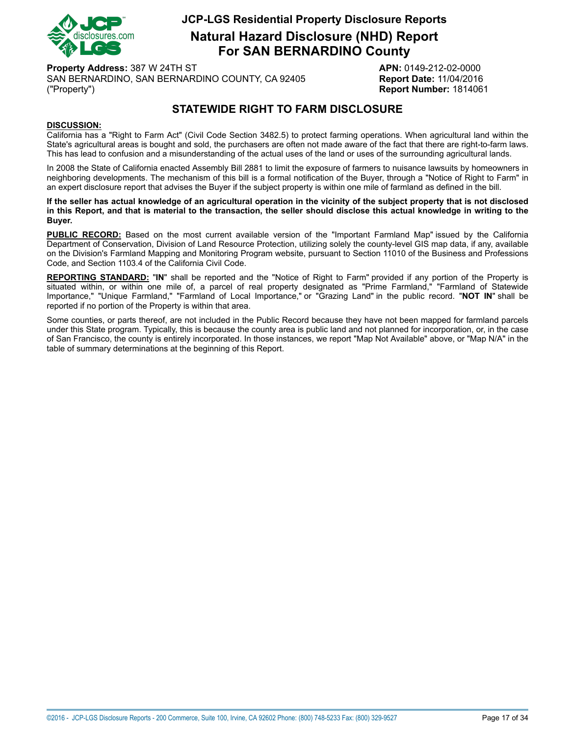# JCP-LGS Residential Property Disclosure Reports

## Natural Hazard Disclosure (NHD) Report For SAN BERNARDINO County

**Property Address:** 387 W 24TH ST
SAN BERNARDINO, SAN BERNARDINO COUNTY, CA 92405
("Property")

**APN:** 0149-212-02-0000
**Report Date:** 11/04/2016
**Report Number:** 1814061

## STATEWIDE RIGHT TO FARM DISCLOSURE

**DISCUSSION:**

California has a "Right to Farm Act" (Civil Code Section 3482.5) to protect farming operations. When agricultural land within the State's agricultural areas is bought and sold, the purchasers are often not made aware of the fact that there are right-to-farm laws. This has lead to confusion and a misunderstanding of the actual uses of the land or uses of the surrounding agricultural lands.

In 2008 the State of California enacted Assembly Bill 2881 to limit the exposure of farmers to nuisance lawsuits by homeowners in neighboring developments. The mechanism of this bill is a formal notification of the Buyer, through a "Notice of Right to Farm" in an expert disclosure report that advises the Buyer if the subject property is within one mile of farmland as defined in the bill.

**If the seller has actual knowledge of an agricultural operation in the vicinity of the subject property that is not disclosed in this Report, and that is material to the transaction, the seller should disclose this actual knowledge in writing to the Buyer.**

**PUBLIC RECORD:** Based on the most current available version of the "Important Farmland Map" issued by the California Department of Conservation, Division of Land Resource Protection, utilizing solely the county-level GIS map data, if any, available on the Division's Farmland Mapping and Monitoring Program website, pursuant to Section 11010 of the Business and Professions Code, and Section 1103.4 of the California Civil Code.

**REPORTING STANDARD:** "**IN**" shall be reported and the "Notice of Right to Farm" provided if any portion of the Property is situated within, or within one mile of, a parcel of real property designated as "Prime Farmland," "Farmland of Statewide Importance," "Unique Farmland," "Farmland of Local Importance," or "Grazing Land" in the public record. "**NOT IN**" shall be reported if no portion of the Property is within that area.

Some counties, or parts thereof, are not included in the Public Record because they have not been mapped for farmland parcels under this State program. Typically, this is because the county area is public land and not planned for incorporation, or, in the case of San Francisco, the county is entirely incorporated. In those instances, we report "Map Not Available" above, or "Map N/A" in the table of summary determinations at the beginning of this Report.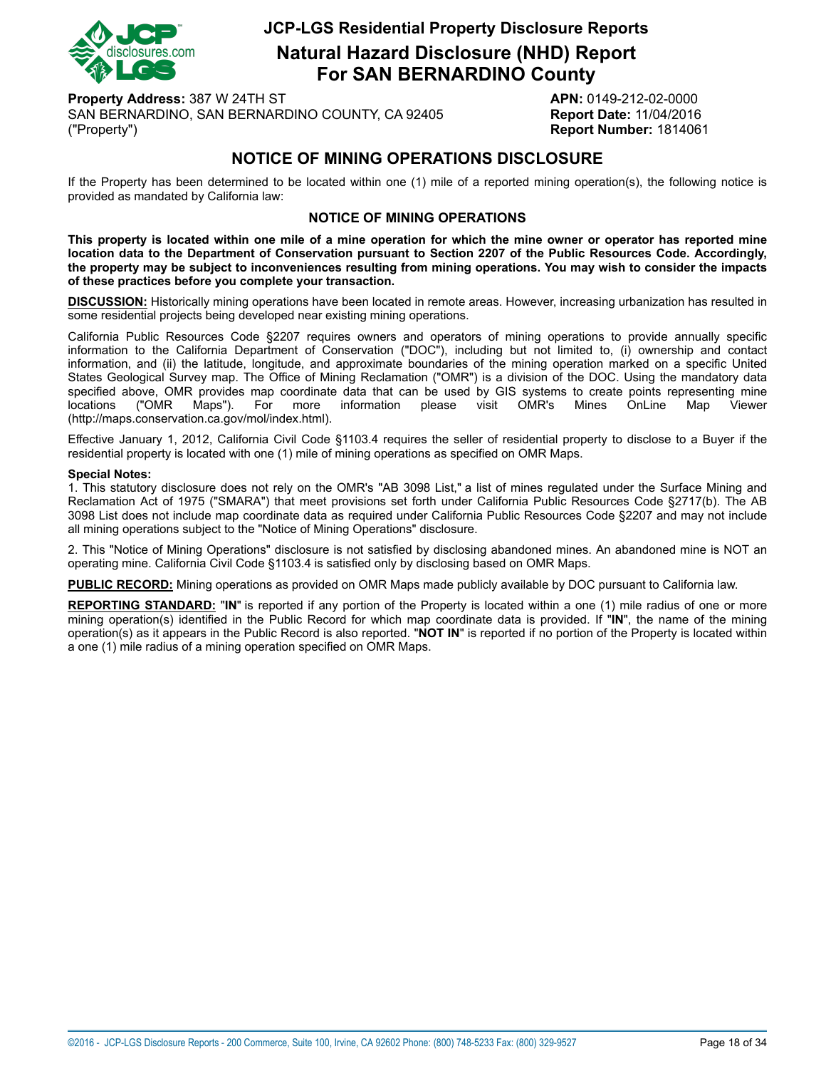# JCP-LGS Residential Property Disclosure Reports

# Natural Hazard Disclosure (NHD) Report For SAN BERNARDINO County

**Property Address:** 387 W 24TH ST
SAN BERNARDINO, SAN BERNARDINO COUNTY, CA 92405
("Property")

**APN:** 0149-212-02-0000
**Report Date:** 11/04/2016
**Report Number:** 1814061

## NOTICE OF MINING OPERATIONS DISCLOSURE

If the Property has been determined to be located within one (1) mile of a reported mining operation(s), the following notice is provided as mandated by California law:

### NOTICE OF MINING OPERATIONS

**This property is located within one mile of a mine operation for which the mine owner or operator has reported mine location data to the Department of Conservation pursuant to Section 2207 of the Public Resources Code. Accordingly, the property may be subject to inconveniences resulting from mining operations. You may wish to consider the impacts of these practices before you complete your transaction.**

**DISCUSSION:** Historically mining operations have been located in remote areas. However, increasing urbanization has resulted in some residential projects being developed near existing mining operations.

California Public Resources Code §2207 requires owners and operators of mining operations to provide annually specific information to the California Department of Conservation ("DOC"), including but not limited to, (i) ownership and contact information, and (ii) the latitude, longitude, and approximate boundaries of the mining operation marked on a specific United States Geological Survey map. The Office of Mining Reclamation ("OMR") is a division of the DOC. Using the mandatory data specified above, OMR provides map coordinate data that can be used by GIS systems to create points representing mine locations ("OMR Maps"). For more information please visit OMR's Mines OnLine Map Viewer (http://maps.conservation.ca.gov/mol/index.html).

Effective January 1, 2012, California Civil Code §1103.4 requires the seller of residential property to disclose to a Buyer if the residential property is located with one (1) mile of mining operations as specified on OMR Maps.

**Special Notes:**
1. This statutory disclosure does not rely on the OMR's "AB 3098 List," a list of mines regulated under the Surface Mining and Reclamation Act of 1975 ("SMARA") that meet provisions set forth under California Public Resources Code §2717(b). The AB 3098 List does not include map coordinate data as required under California Public Resources Code §2207 and may not include all mining operations subject to the "Notice of Mining Operations" disclosure.

2. This "Notice of Mining Operations" disclosure is not satisfied by disclosing abandoned mines. An abandoned mine is NOT an operating mine. California Civil Code §1103.4 is satisfied only by disclosing based on OMR Maps.

**PUBLIC RECORD:** Mining operations as provided on OMR Maps made publicly available by DOC pursuant to California law.

**REPORTING STANDARD:** "**IN**" is reported if any portion of the Property is located within a one (1) mile radius of one or more mining operation(s) identified in the Public Record for which map coordinate data is provided. If "**IN**", the name of the mining operation(s) as it appears in the Public Record is also reported. "**NOT IN**" is reported if no portion of the Property is located within a one (1) mile radius of a mining operation specified on OMR Maps.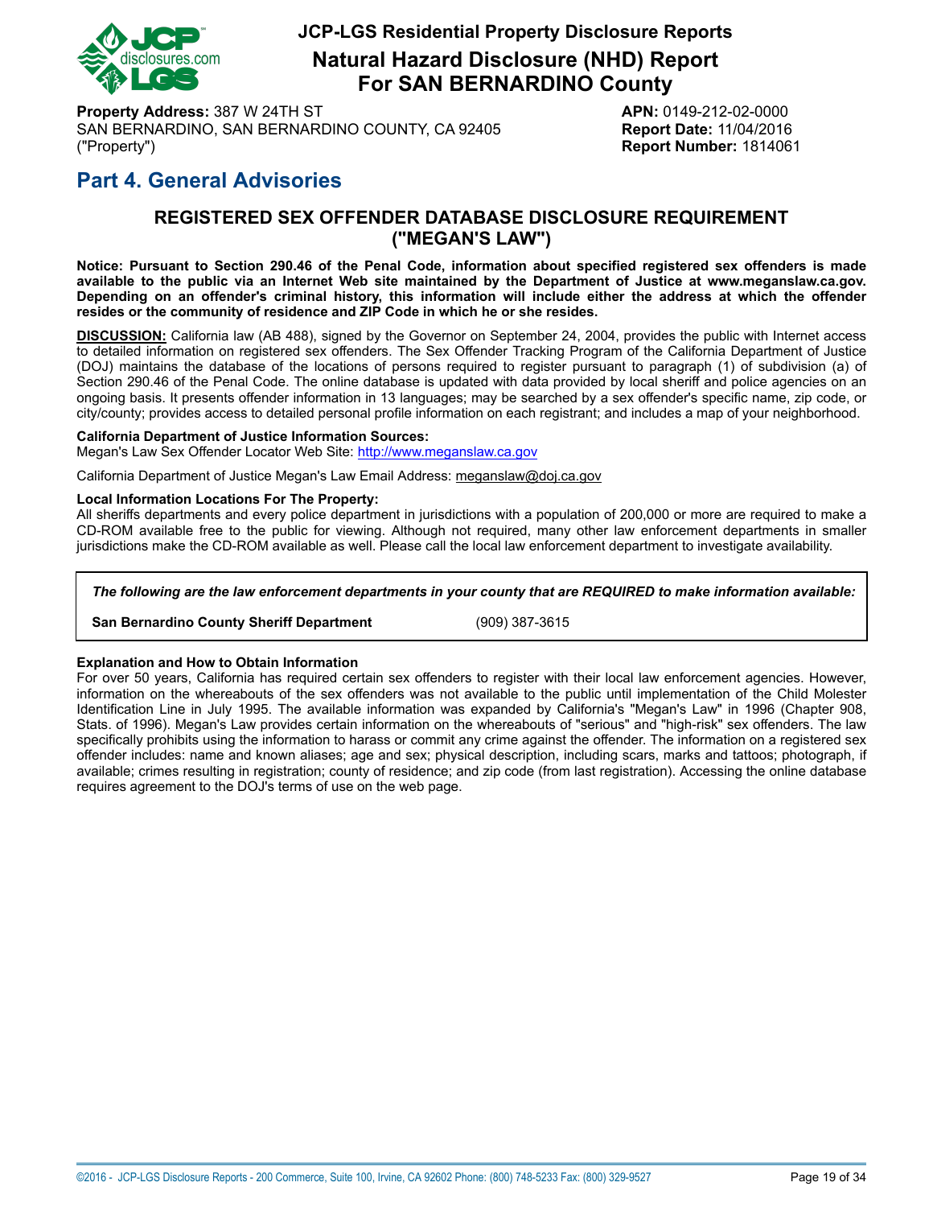# JCP-LGS Residential Property Disclosure Reports

## Natural Hazard Disclosure (NHD) Report For SAN BERNARDINO County

**Property Address:** 387 W 24TH ST
SAN BERNARDINO, SAN BERNARDINO COUNTY, CA 92405
("Property")

**APN:** 0149-212-02-0000
**Report Date:** 11/04/2016
**Report Number:** 1814061

## Part 4. General Advisories

### REGISTERED SEX OFFENDER DATABASE DISCLOSURE REQUIREMENT ("MEGAN'S LAW")

**Notice: Pursuant to Section 290.46 of the Penal Code, information about specified registered sex offenders is made available to the public via an Internet Web site maintained by the Department of Justice at www.meganslaw.ca.gov. Depending on an offender's criminal history, this information will include either the address at which the offender resides or the community of residence and ZIP Code in which he or she resides.**

**DISCUSSION:** California law (AB 488), signed by the Governor on September 24, 2004, provides the public with Internet access to detailed information on registered sex offenders. The Sex Offender Tracking Program of the California Department of Justice (DOJ) maintains the database of the locations of persons required to register pursuant to paragraph (1) of subdivision (a) of Section 290.46 of the Penal Code. The online database is updated with data provided by local sheriff and police agencies on an ongoing basis. It presents offender information in 13 languages; may be searched by a sex offender's specific name, zip code, or city/county; provides access to detailed personal profile information on each registrant; and includes a map of your neighborhood.

**California Department of Justice Information Sources:**
Megan's Law Sex Offender Locator Web Site: http://www.meganslaw.ca.gov

California Department of Justice Megan's Law Email Address: meganslaw@doj.ca.gov

**Local Information Locations For The Property:**
All sheriffs departments and every police department in jurisdictions with a population of 200,000 or more are required to make a CD-ROM available free to the public for viewing. Although not required, many other law enforcement departments in smaller jurisdictions make the CD-ROM available as well. Please call the local law enforcement department to investigate availability.

***The following are the law enforcement departments in your county that are REQUIRED to make information available:***

**San Bernardino County Sheriff Department** (909) 387-3615

**Explanation and How to Obtain Information**
For over 50 years, California has required certain sex offenders to register with their local law enforcement agencies. However, information on the whereabouts of the sex offenders was not available to the public until implementation of the Child Molester Identification Line in July 1995. The available information was expanded by California's "Megan's Law" in 1996 (Chapter 908, Stats. of 1996). Megan's Law provides certain information on the whereabouts of "serious" and "high-risk" sex offenders. The law specifically prohibits using the information to harass or commit any crime against the offender. The information on a registered sex offender includes: name and known aliases; age and sex; physical description, including scars, marks and tattoos; photograph, if available; crimes resulting in registration; county of residence; and zip code (from last registration). Accessing the online database requires agreement to the DOJ's terms of use on the web page.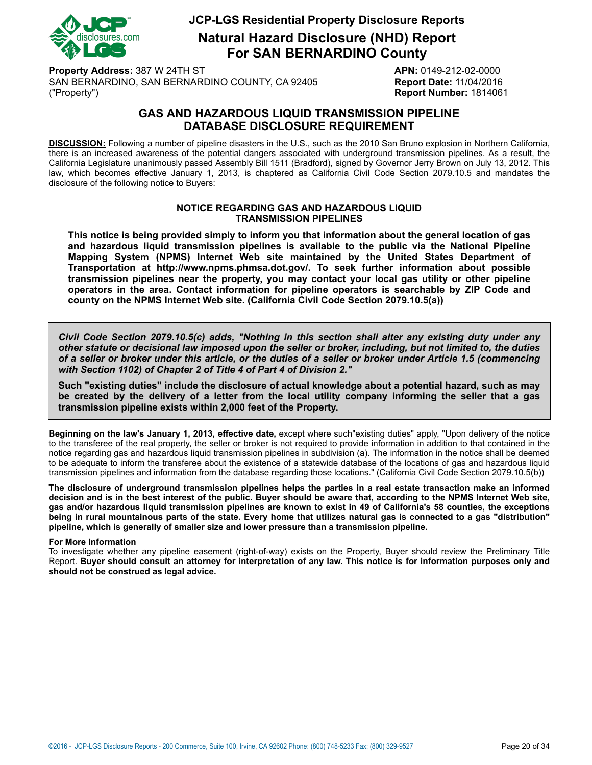# JCP-LGS Residential Property Disclosure Reports

# Natural Hazard Disclosure (NHD) Report For SAN BERNARDINO County

**Property Address:** 387 W 24TH ST
SAN BERNARDINO, SAN BERNARDINO COUNTY, CA 92405
("Property")

**APN:** 0149-212-02-0000
**Report Date:** 11/04/2016
**Report Number:** 1814061

## GAS AND HAZARDOUS LIQUID TRANSMISSION PIPELINE DATABASE DISCLOSURE REQUIREMENT

**DISCUSSION:** Following a number of pipeline disasters in the U.S., such as the 2010 San Bruno explosion in Northern California, there is an increased awareness of the potential dangers associated with underground transmission pipelines. As a result, the California Legislature unanimously passed Assembly Bill 1511 (Bradford), signed by Governor Jerry Brown on July 13, 2012. This law, which becomes effective January 1, 2013, is chaptered as California Civil Code Section 2079.10.5 and mandates the disclosure of the following notice to Buyers:

### NOTICE REGARDING GAS AND HAZARDOUS LIQUID TRANSMISSION PIPELINES

**This notice is being provided simply to inform you that information about the general location of gas and hazardous liquid transmission pipelines is available to the public via the National Pipeline Mapping System (NPMS) Internet Web site maintained by the United States Department of Transportation at http://www.npms.phmsa.dot.gov/. To seek further information about possible transmission pipelines near the property, you may contact your local gas utility or other pipeline operators in the area. Contact information for pipeline operators is searchable by ZIP Code and county on the NPMS Internet Web site. (California Civil Code Section 2079.10.5(a))**

***Civil Code Section 2079.10.5(c) adds, "Nothing in this section shall alter any existing duty under any other statute or decisional law imposed upon the seller or broker, including, but not limited to, the duties of a seller or broker under this article, or the duties of a seller or broker under Article 1.5 (commencing with Section 1102) of Chapter 2 of Title 4 of Part 4 of Division 2."***

**Such "existing duties" include the disclosure of actual knowledge about a potential hazard, such as may be created by the delivery of a letter from the local utility company informing the seller that a gas transmission pipeline exists within 2,000 feet of the Property.**

**Beginning on the law's January 1, 2013, effective date,** except where such"existing duties" apply, "Upon delivery of the notice to the transferee of the real property, the seller or broker is not required to provide information in addition to that contained in the notice regarding gas and hazardous liquid transmission pipelines in subdivision (a). The information in the notice shall be deemed to be adequate to inform the transferee about the existence of a statewide database of the locations of gas and hazardous liquid transmission pipelines and information from the database regarding those locations." (California Civil Code Section 2079.10.5(b))

**The disclosure of underground transmission pipelines helps the parties in a real estate transaction make an informed decision and is in the best interest of the public. Buyer should be aware that, according to the NPMS Internet Web site, gas and/or hazardous liquid transmission pipelines are known to exist in 49 of California's 58 counties, the exceptions being in rural mountainous parts of the state. Every home that utilizes natural gas is connected to a gas "distribution" pipeline, which is generally of smaller size and lower pressure than a transmission pipeline.**

**For More Information**
To investigate whether any pipeline easement (right-of-way) exists on the Property, Buyer should review the Preliminary Title Report. **Buyer should consult an attorney for interpretation of any law. This notice is for information purposes only and should not be construed as legal advice.**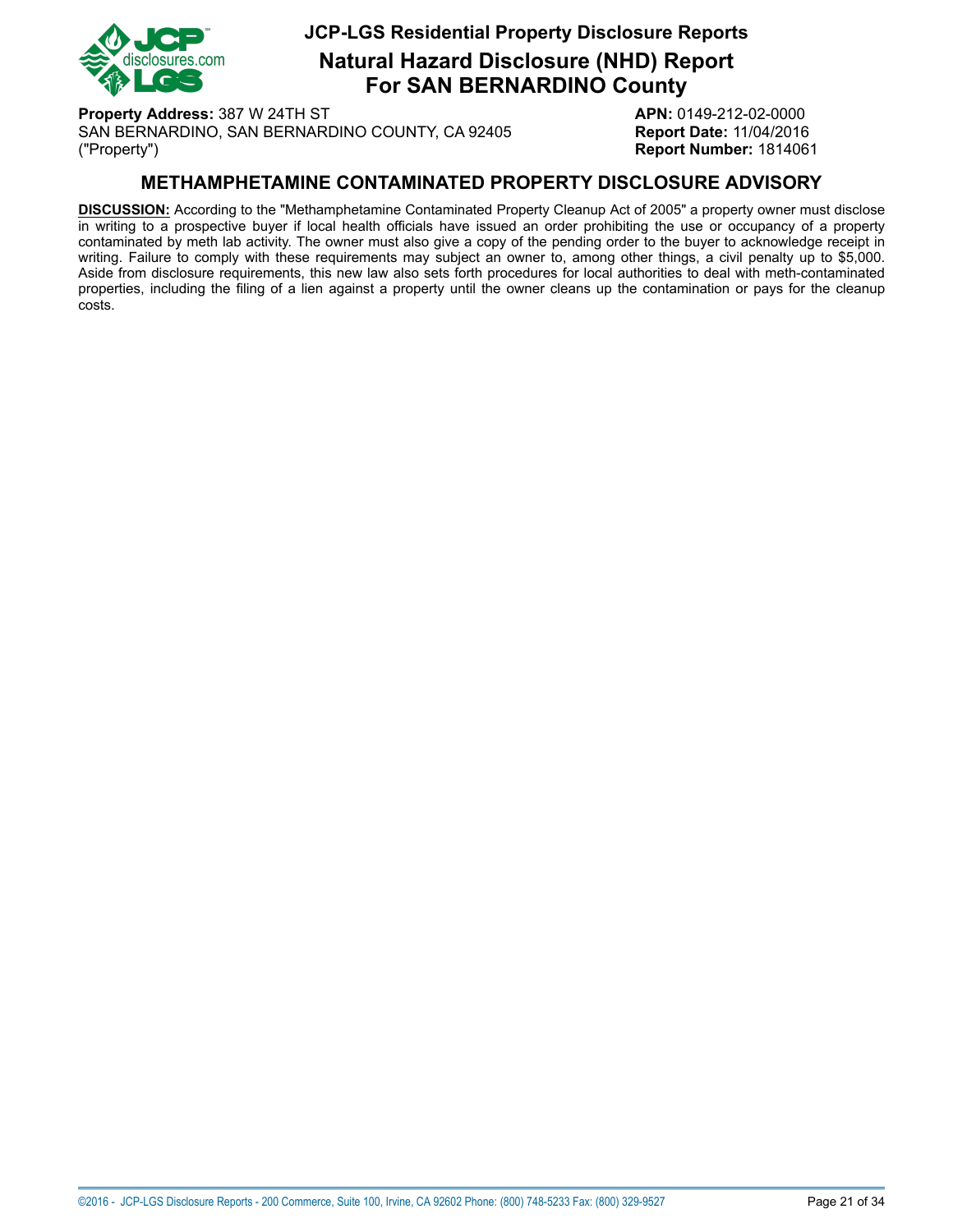# METHAMPHETAMINE CONTAMINATED PROPERTY DISCLOSURE ADVISORY

**DISCUSSION:** According to the "Methamphetamine Contaminated Property Cleanup Act of 2005" a property owner must disclose in writing to a prospective buyer if local health officials have issued an order prohibiting the use or occupancy of a property contaminated by meth lab activity. The owner must also give a copy of the pending order to the buyer to acknowledge receipt in writing. Failure to comply with these requirements may subject an owner to, among other things, a civil penalty up to $5,000. Aside from disclosure requirements, this new law also sets forth procedures for local authorities to deal with meth-contaminated properties, including the filing of a lien against a property until the owner cleans up the contamination or pays for the cleanup costs.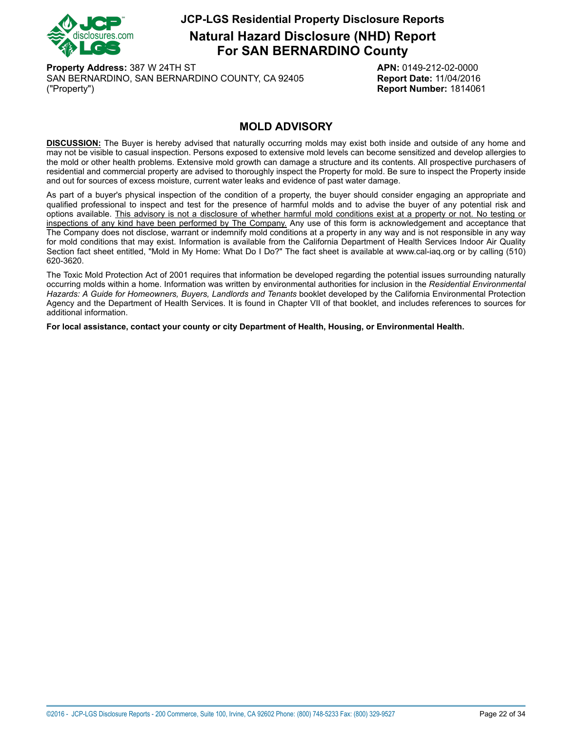# JCP-LGS Residential Property Disclosure Reports

## Natural Hazard Disclosure (NHD) Report For SAN BERNARDINO County

**Property Address:** 387 W 24TH ST
SAN BERNARDINO, SAN BERNARDINO COUNTY, CA 92405
("Property")

**APN:** 0149-212-02-0000
**Report Date:** 11/04/2016
**Report Number:** 1814061

## MOLD ADVISORY

**DISCUSSION:** The Buyer is hereby advised that naturally occurring molds may exist both inside and outside of any home and may not be visible to casual inspection. Persons exposed to extensive mold levels can become sensitized and develop allergies to the mold or other health problems. Extensive mold growth can damage a structure and its contents. All prospective purchasers of residential and commercial property are advised to thoroughly inspect the Property for mold. Be sure to inspect the Property inside and out for sources of excess moisture, current water leaks and evidence of past water damage.

As part of a buyer's physical inspection of the condition of a property, the buyer should consider engaging an appropriate and qualified professional to inspect and test for the presence of harmful molds and to advise the buyer of any potential risk and options available. This advisory is not a disclosure of whether harmful mold conditions exist at a property or not. No testing or inspections of any kind have been performed by The Company. Any use of this form is acknowledgement and acceptance that The Company does not disclose, warrant or indemnify mold conditions at a property in any way and is not responsible in any way for mold conditions that may exist. Information is available from the California Department of Health Services Indoor Air Quality Section fact sheet entitled, "Mold in My Home: What Do I Do?" The fact sheet is available at www.cal-iaq.org or by calling (510) 620-3620.

The Toxic Mold Protection Act of 2001 requires that information be developed regarding the potential issues surrounding naturally occurring molds within a home. Information was written by environmental authorities for inclusion in the *Residential Environmental Hazards: A Guide for Homeowners, Buyers, Landlords and Tenants* booklet developed by the California Environmental Protection Agency and the Department of Health Services. It is found in Chapter VII of that booklet, and includes references to sources for additional information.

**For local assistance, contact your county or city Department of Health, Housing, or Environmental Health.**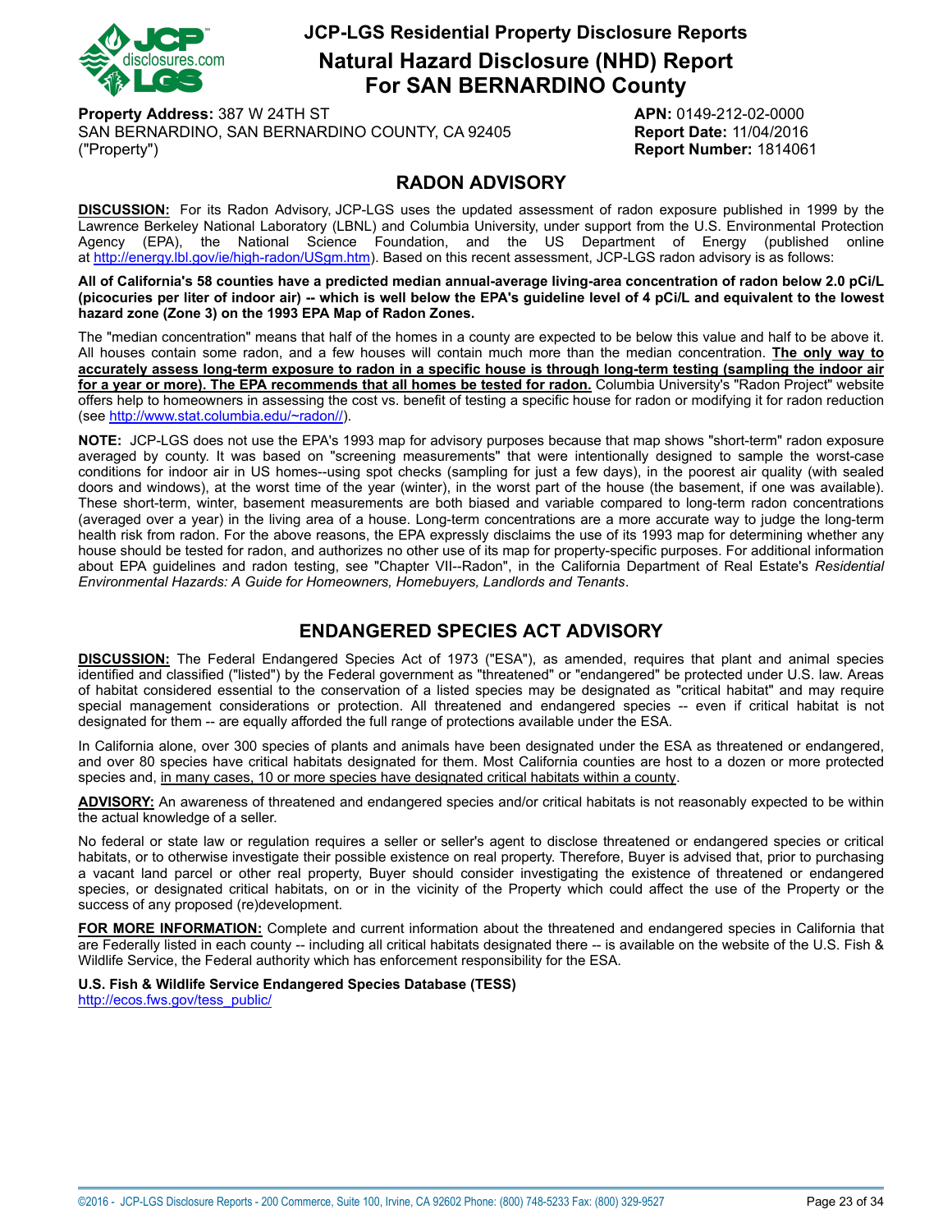# JCP-LGS Residential Property Disclosure Reports

## Natural Hazard Disclosure (NHD) Report For SAN BERNARDINO County

**Property Address:** 387 W 24TH ST
SAN BERNARDINO, SAN BERNARDINO COUNTY, CA 92405
("Property")

**APN:** 0149-212-02-0000
**Report Date:** 11/04/2016
**Report Number:** 1814061

## RADON ADVISORY

**DISCUSSION:** For its Radon Advisory, JCP-LGS uses the updated assessment of radon exposure published in 1999 by the Lawrence Berkeley National Laboratory (LBNL) and Columbia University, under support from the U.S. Environmental Protection Agency (EPA), the National Science Foundation, and the US Department of Energy (published online at http://energy.lbl.gov/ie/high-radon/USgm.htm). Based on this recent assessment, JCP-LGS radon advisory is as follows:

**All of California's 58 counties have a predicted median annual-average living-area concentration of radon below 2.0 pCi/L (picocuries per liter of indoor air) -- which is well below the EPA's guideline level of 4 pCi/L and equivalent to the lowest hazard zone (Zone 3) on the 1993 EPA Map of Radon Zones.**

The "median concentration" means that half of the homes in a county are expected to be below this value and half to be above it. All houses contain some radon, and a few houses will contain much more than the median concentration. **The only way to accurately assess long-term exposure to radon in a specific house is through long-term testing (sampling the indoor air for a year or more). The EPA recommends that all homes be tested for radon.** Columbia University's "Radon Project" website offers help to homeowners in assessing the cost vs. benefit of testing a specific house for radon or modifying it for radon reduction (see http://www.stat.columbia.edu/~radon//).

**NOTE:** JCP-LGS does not use the EPA's 1993 map for advisory purposes because that map shows "short-term" radon exposure averaged by county. It was based on "screening measurements" that were intentionally designed to sample the worst-case conditions for indoor air in US homes--using spot checks (sampling for just a few days), in the poorest air quality (with sealed doors and windows), at the worst time of the year (winter), in the worst part of the house (the basement, if one was available). These short-term, winter, basement measurements are both biased and variable compared to long-term radon concentrations (averaged over a year) in the living area of a house. Long-term concentrations are a more accurate way to judge the long-term health risk from radon. For the above reasons, the EPA expressly disclaims the use of its 1993 map for determining whether any house should be tested for radon, and authorizes no other use of its map for property-specific purposes. For additional information about EPA guidelines and radon testing, see "Chapter VII--Radon", in the California Department of Real Estate's *Residential Environmental Hazards: A Guide for Homeowners, Homebuyers, Landlords and Tenants*.

## ENDANGERED SPECIES ACT ADVISORY

**DISCUSSION:** The Federal Endangered Species Act of 1973 ("ESA"), as amended, requires that plant and animal species identified and classified ("listed") by the Federal government as "threatened" or "endangered" be protected under U.S. law. Areas of habitat considered essential to the conservation of a listed species may be designated as "critical habitat" and may require special management considerations or protection. All threatened and endangered species -- even if critical habitat is not designated for them -- are equally afforded the full range of protections available under the ESA.

In California alone, over 300 species of plants and animals have been designated under the ESA as threatened or endangered, and over 80 species have critical habitats designated for them. Most California counties are host to a dozen or more protected species and, in many cases, 10 or more species have designated critical habitats within a county.

**ADVISORY:** An awareness of threatened and endangered species and/or critical habitats is not reasonably expected to be within the actual knowledge of a seller.

No federal or state law or regulation requires a seller or seller's agent to disclose threatened or endangered species or critical habitats, or to otherwise investigate their possible existence on real property. Therefore, Buyer is advised that, prior to purchasing a vacant land parcel or other real property, Buyer should consider investigating the existence of threatened or endangered species, or designated critical habitats, on or in the vicinity of the Property which could affect the use of the Property or the success of any proposed (re)development.

**FOR MORE INFORMATION:** Complete and current information about the threatened and endangered species in California that are Federally listed in each county -- including all critical habitats designated there -- is available on the website of the U.S. Fish & Wildlife Service, the Federal authority which has enforcement responsibility for the ESA.

**U.S. Fish & Wildlife Service Endangered Species Database (TESS)**
http://ecos.fws.gov/tess_public/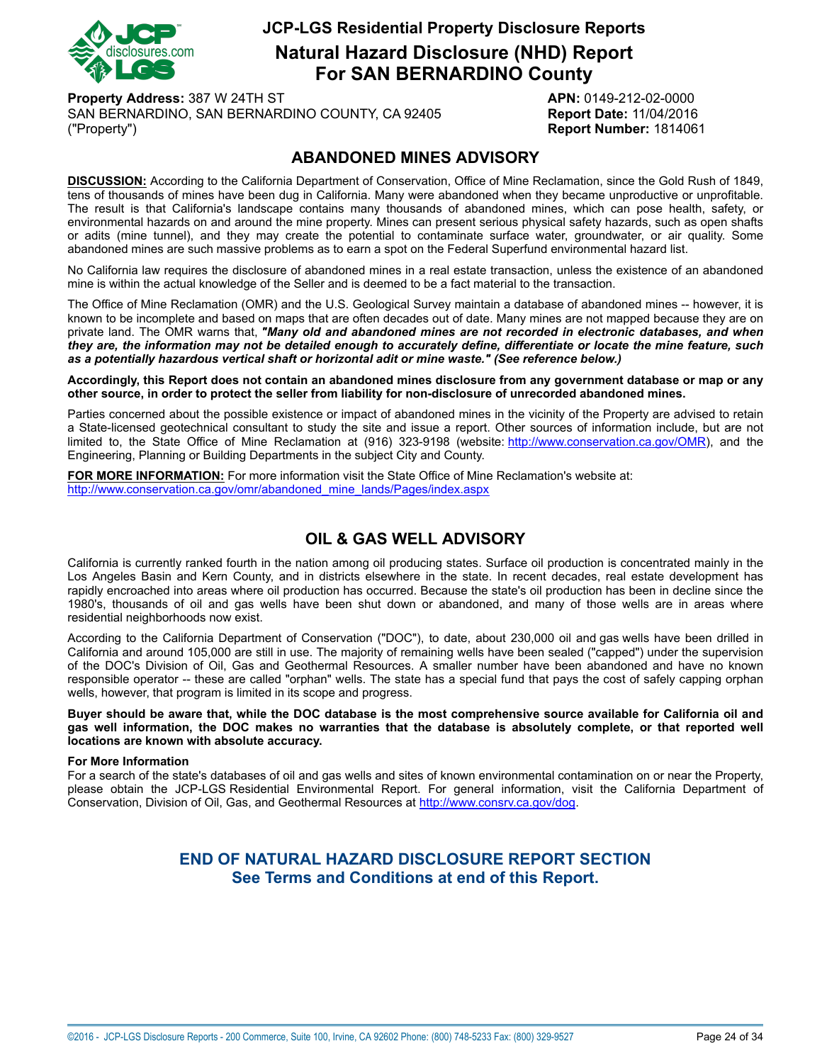# JCP-LGS Residential Property Disclosure Reports

## Natural Hazard Disclosure (NHD) Report For SAN BERNARDINO County

**Property Address:** 387 W 24TH ST
SAN BERNARDINO, SAN BERNARDINO COUNTY, CA 92405
("Property")

**APN:** 0149-212-02-0000
**Report Date:** 11/04/2016
**Report Number:** 1814061

## ABANDONED MINES ADVISORY

**DISCUSSION:** According to the California Department of Conservation, Office of Mine Reclamation, since the Gold Rush of 1849, tens of thousands of mines have been dug in California. Many were abandoned when they became unproductive or unprofitable. The result is that California's landscape contains many thousands of abandoned mines, which can pose health, safety, or environmental hazards on and around the mine property. Mines can present serious physical safety hazards, such as open shafts or adits (mine tunnel), and they may create the potential to contaminate surface water, groundwater, or air quality. Some abandoned mines are such massive problems as to earn a spot on the Federal Superfund environmental hazard list.

No California law requires the disclosure of abandoned mines in a real estate transaction, unless the existence of an abandoned mine is within the actual knowledge of the Seller and is deemed to be a fact material to the transaction.

The Office of Mine Reclamation (OMR) and the U.S. Geological Survey maintain a database of abandoned mines -- however, it is known to be incomplete and based on maps that are often decades out of date. Many mines are not mapped because they are on private land. The OMR warns that, ***"Many old and abandoned mines are not recorded in electronic databases, and when they are, the information may not be detailed enough to accurately define, differentiate or locate the mine feature, such as a potentially hazardous vertical shaft or horizontal adit or mine waste." (See reference below.)***

**Accordingly, this Report does not contain an abandoned mines disclosure from any government database or map or any other source, in order to protect the seller from liability for non-disclosure of unrecorded abandoned mines.**

Parties concerned about the possible existence or impact of abandoned mines in the vicinity of the Property are advised to retain a State-licensed geotechnical consultant to study the site and issue a report. Other sources of information include, but are not limited to, the State Office of Mine Reclamation at (916) 323-9198 (website: http://www.conservation.ca.gov/OMR), and the Engineering, Planning or Building Departments in the subject City and County.

**FOR MORE INFORMATION:** For more information visit the State Office of Mine Reclamation's website at:
http://www.conservation.ca.gov/omr/abandoned_mine_lands/Pages/index.aspx

## OIL & GAS WELL ADVISORY

California is currently ranked fourth in the nation among oil producing states. Surface oil production is concentrated mainly in the Los Angeles Basin and Kern County, and in districts elsewhere in the state. In recent decades, real estate development has rapidly encroached into areas where oil production has occurred. Because the state's oil production has been in decline since the 1980's, thousands of oil and gas wells have been shut down or abandoned, and many of those wells are in areas where residential neighborhoods now exist.

According to the California Department of Conservation ("DOC"), to date, about 230,000 oil and gas wells have been drilled in California and around 105,000 are still in use. The majority of remaining wells have been sealed ("capped") under the supervision of the DOC's Division of Oil, Gas and Geothermal Resources. A smaller number have been abandoned and have no known responsible operator -- these are called "orphan" wells. The state has a special fund that pays the cost of safely capping orphan wells, however, that program is limited in its scope and progress.

**Buyer should be aware that, while the DOC database is the most comprehensive source available for California oil and gas well information, the DOC makes no warranties that the database is absolutely complete, or that reported well locations are known with absolute accuracy.**

**For More Information**
For a search of the state's databases of oil and gas wells and sites of known environmental contamination on or near the Property, please obtain the JCP-LGS Residential Environmental Report. For general information, visit the California Department of Conservation, Division of Oil, Gas, and Geothermal Resources at http://www.consrv.ca.gov/dog.

**END OF NATURAL HAZARD DISCLOSURE REPORT SECTION**
**See Terms and Conditions at end of this Report.**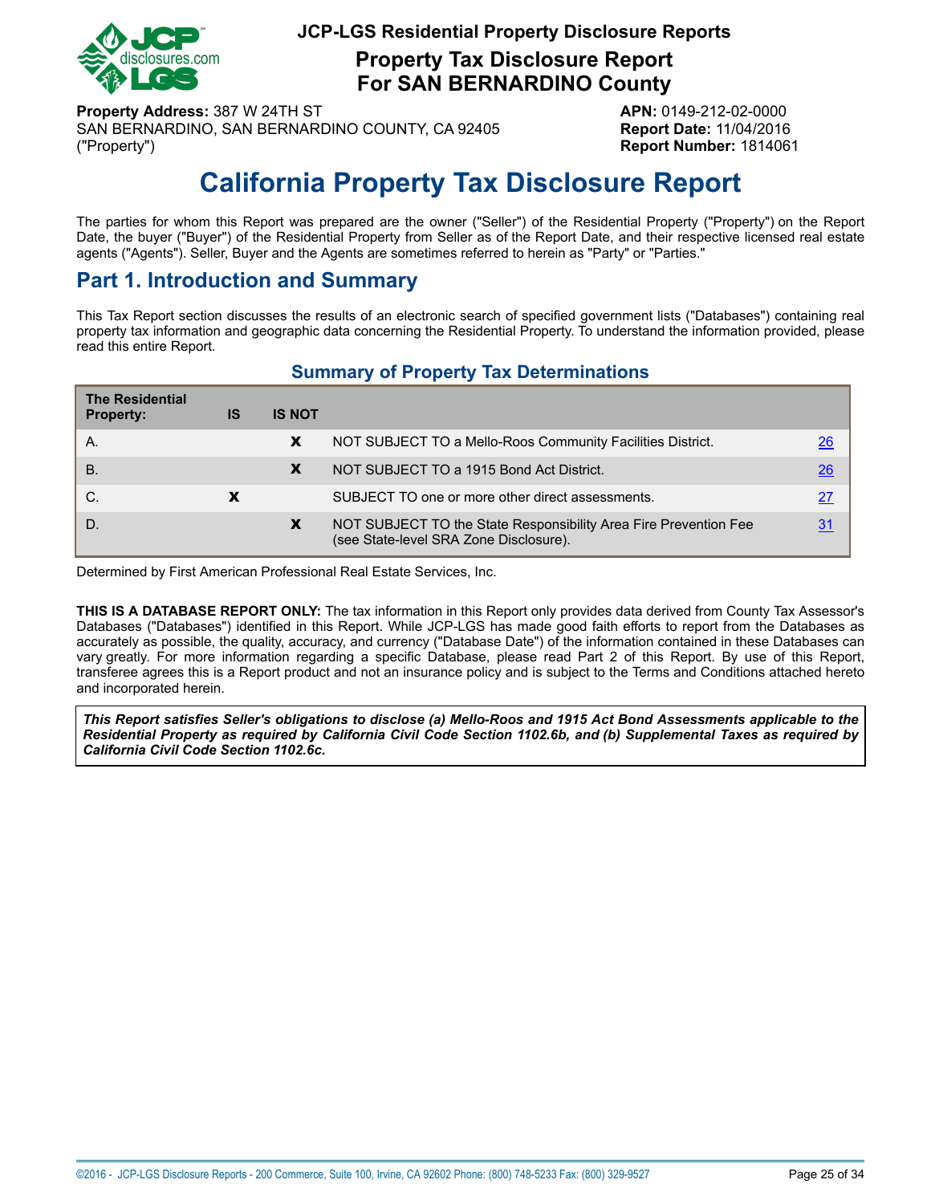**JCP-LGS Residential Property Disclosure Reports**

**Property Tax Disclosure Report For SAN BERNARDINO County**

**Property Address:** 387 W 24TH ST
SAN BERNARDINO, SAN BERNARDINO COUNTY, CA 92405
("Property")

**APN:** 0149-212-02-0000
**Report Date:** 11/04/2016
**Report Number:** 1814061

# California Property Tax Disclosure Report

The parties for whom this Report was prepared are the owner ("Seller") of the Residential Property ("Property") on the Report Date, the buyer ("Buyer") of the Residential Property from Seller as of the Report Date, and their respective licensed real estate agents ("Agents"). Seller, Buyer and the Agents are sometimes referred to herein as "Party" or "Parties."

## Part 1. Introduction and Summary

This Tax Report section discusses the results of an electronic search of specified government lists ("Databases") containing real property tax information and geographic data concerning the Residential Property. To understand the information provided, please read this entire Report.

### Summary of Property Tax Determinations

| The Residential Property: | IS | IS NOT | | |
|---|---|---|---|---|
| A. | | X | NOT SUBJECT TO a Mello-Roos Community Facilities District. | 26 |
| B. | | X | NOT SUBJECT TO a 1915 Bond Act District. | 26 |
| C. | X | | SUBJECT TO one or more other direct assessments. | 27 |
| D. | | X | NOT SUBJECT TO the State Responsibility Area Fire Prevention Fee (see State-level SRA Zone Disclosure). | 31 |

Determined by First American Professional Real Estate Services, Inc.

**THIS IS A DATABASE REPORT ONLY:** The tax information in this Report only provides data derived from County Tax Assessor's Databases ("Databases") identified in this Report. While JCP-LGS has made good faith efforts to report from the Databases as accurately as possible, the quality, accuracy, and currency ("Database Date") of the information contained in these Databases can vary greatly. For more information regarding a specific Database, please read Part 2 of this Report. By use of this Report, transferee agrees this is a Report product and not an insurance policy and is subject to the Terms and Conditions attached hereto and incorporated herein.

***This Report satisfies Seller's obligations to disclose (a) Mello-Roos and 1915 Act Bond Assessments applicable to the Residential Property as required by California Civil Code Section 1102.6b, and (b) Supplemental Taxes as required by California Civil Code Section 1102.6c.***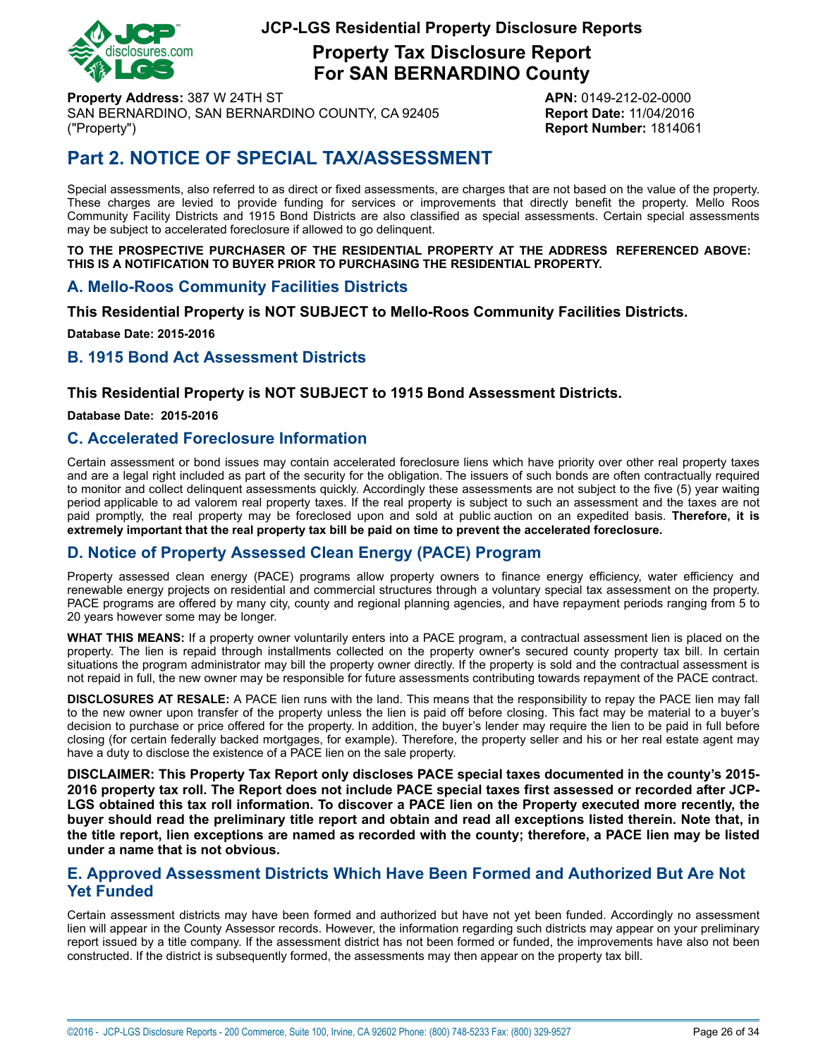**JCP-LGS Residential Property Disclosure Reports**

# Property Tax Disclosure Report For SAN BERNARDINO County

**Property Address:** 387 W 24TH ST
SAN BERNARDINO, SAN BERNARDINO COUNTY, CA 92405
("Property")

**APN:** 0149-212-02-0000
**Report Date:** 11/04/2016
**Report Number:** 1814061

# Part 2. NOTICE OF SPECIAL TAX/ASSESSMENT

Special assessments, also referred to as direct or fixed assessments, are charges that are not based on the value of the property. These charges are levied to provide funding for services or improvements that directly benefit the property. Mello Roos Community Facility Districts and 1915 Bond Districts are also classified as special assessments. Certain special assessments may be subject to accelerated foreclosure if allowed to go delinquent.

**TO THE PROSPECTIVE PURCHASER OF THE RESIDENTIAL PROPERTY AT THE ADDRESS REFERENCED ABOVE: THIS IS A NOTIFICATION TO BUYER PRIOR TO PURCHASING THE RESIDENTIAL PROPERTY.**

## A. Mello-Roos Community Facilities Districts

**This Residential Property is NOT SUBJECT to Mello-Roos Community Facilities Districts.**

**Database Date: 2015-2016**

## B. 1915 Bond Act Assessment Districts

**This Residential Property is NOT SUBJECT to 1915 Bond Assessment Districts.**

**Database Date: 2015-2016**

## C. Accelerated Foreclosure Information

Certain assessment or bond issues may contain accelerated foreclosure liens which have priority over other real property taxes and are a legal right included as part of the security for the obligation. The issuers of such bonds are often contractually required to monitor and collect delinquent assessments quickly. Accordingly these assessments are not subject to the five (5) year waiting period applicable to ad valorem real property taxes. If the real property is subject to such an assessment and the taxes are not paid promptly, the real property may be foreclosed upon and sold at public auction on an expedited basis. **Therefore, it is extremely important that the real property tax bill be paid on time to prevent the accelerated foreclosure.**

## D. Notice of Property Assessed Clean Energy (PACE) Program

Property assessed clean energy (PACE) programs allow property owners to finance energy efficiency, water efficiency and renewable energy projects on residential and commercial structures through a voluntary special tax assessment on the property. PACE programs are offered by many city, county and regional planning agencies, and have repayment periods ranging from 5 to 20 years however some may be longer.

**WHAT THIS MEANS:** If a property owner voluntarily enters into a PACE program, a contractual assessment lien is placed on the property. The lien is repaid through installments collected on the property owner's secured county property tax bill. In certain situations the program administrator may bill the property owner directly. If the property is sold and the contractual assessment is not repaid in full, the new owner may be responsible for future assessments contributing towards repayment of the PACE contract.

**DISCLOSURES AT RESALE:** A PACE lien runs with the land. This means that the responsibility to repay the PACE lien may fall to the new owner upon transfer of the property unless the lien is paid off before closing. This fact may be material to a buyer's decision to purchase or price offered for the property. In addition, the buyer's lender may require the lien to be paid in full before closing (for certain federally backed mortgages, for example). Therefore, the property seller and his or her real estate agent may have a duty to disclose the existence of a PACE lien on the sale property.

**DISCLAIMER: This Property Tax Report only discloses PACE special taxes documented in the county's 2015-2016 property tax roll. The Report does not include PACE special taxes first assessed or recorded after JCP-LGS obtained this tax roll information. To discover a PACE lien on the Property executed more recently, the buyer should read the preliminary title report and obtain and read all exceptions listed therein. Note that, in the title report, lien exceptions are named as recorded with the county; therefore, a PACE lien may be listed under a name that is not obvious.**

## E. Approved Assessment Districts Which Have Been Formed and Authorized But Are Not Yet Funded

Certain assessment districts may have been formed and authorized but have not yet been funded. Accordingly no assessment lien will appear in the County Assessor records. However, the information regarding such districts may appear on your preliminary report issued by a title company. If the assessment district has not been formed or funded, the improvements have also not been constructed. If the district is subsequently formed, the assessments may then appear on the property tax bill.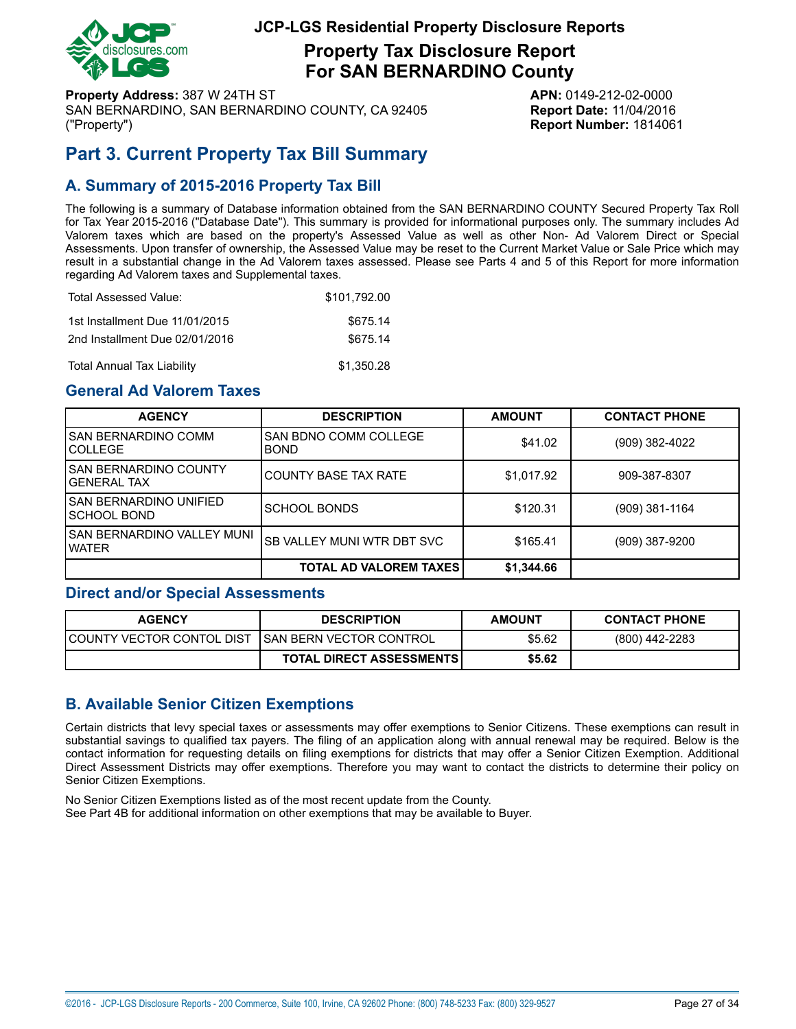# JCP-LGS Residential Property Disclosure Reports

## Property Tax Disclosure Report For SAN BERNARDINO County

**Property Address:** 387 W 24TH ST
SAN BERNARDINO, SAN BERNARDINO COUNTY, CA 92405
("Property")

**APN:** 0149-212-02-0000
**Report Date:** 11/04/2016
**Report Number:** 1814061

## Part 3. Current Property Tax Bill Summary

### A. Summary of 2015-2016 Property Tax Bill

The following is a summary of Database information obtained from the SAN BERNARDINO COUNTY Secured Property Tax Roll for Tax Year 2015-2016 ("Database Date"). This summary is provided for informational purposes only. The summary includes Ad Valorem taxes which are based on the property's Assessed Value as well as other Non- Ad Valorem Direct or Special Assessments. Upon transfer of ownership, the Assessed Value may be reset to the Current Market Value or Sale Price which may result in a substantial change in the Ad Valorem taxes assessed. Please see Parts 4 and 5 of this Report for more information regarding Ad Valorem taxes and Supplemental taxes.

| | |
|---|---|
| Total Assessed Value: | $101,792.00 |
| 1st Installment Due 11/01/2015 | $675.14 |
| 2nd Installment Due 02/01/2016 | $675.14 |
| Total Annual Tax Liability | $1,350.28 |

### General Ad Valorem Taxes

| AGENCY | DESCRIPTION | AMOUNT | CONTACT PHONE |
|---|---|---|---|
| SAN BERNARDINO COMM COLLEGE | SAN BDNO COMM COLLEGE BOND | $41.02 | (909) 382-4022 |
| SAN BERNARDINO COUNTY GENERAL TAX | COUNTY BASE TAX RATE | $1,017.92 | 909-387-8307 |
| SAN BERNARDINO UNIFIED SCHOOL BOND | SCHOOL BONDS | $120.31 | (909) 381-1164 |
| SAN BERNARDINO VALLEY MUNI WATER | SB VALLEY MUNI WTR DBT SVC | $165.41 | (909) 387-9200 |
| | **TOTAL AD VALOREM TAXES** | **$1,344.66** | |

### Direct and/or Special Assessments

| AGENCY | DESCRIPTION | AMOUNT | CONTACT PHONE |
|---|---|---|---|
| COUNTY VECTOR CONTOL DIST | SAN BERN VECTOR CONTROL | $5.62 | (800) 442-2283 |
| | **TOTAL DIRECT ASSESSMENTS** | **$5.62** | |

### B. Available Senior Citizen Exemptions

Certain districts that levy special taxes or assessments may offer exemptions to Senior Citizens. These exemptions can result in substantial savings to qualified tax payers. The filing of an application along with annual renewal may be required. Below is the contact information for requesting details on filing exemptions for districts that may offer a Senior Citizen Exemption. Additional Direct Assessment Districts may offer exemptions. Therefore you may want to contact the districts to determine their policy on Senior Citizen Exemptions.

No Senior Citizen Exemptions listed as of the most recent update from the County.
See Part 4B for additional information on other exemptions that may be available to Buyer.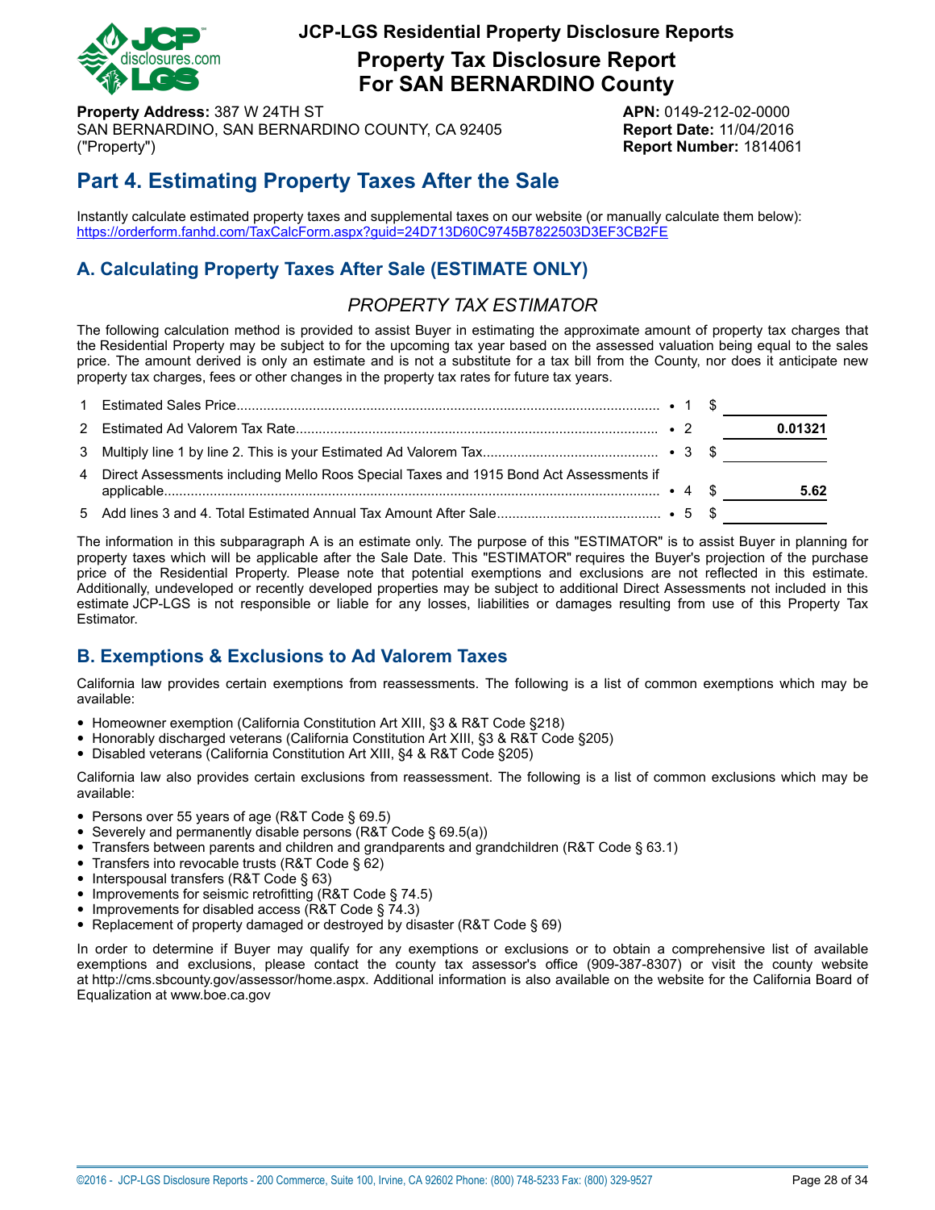**JCP-LGS Residential Property Disclosure Reports**

# Property Tax Disclosure Report For SAN BERNARDINO County

**Property Address:** 387 W 24TH ST
SAN BERNARDINO, SAN BERNARDINO COUNTY, CA 92405
("Property")

**APN:** 0149-212-02-0000
**Report Date:** 11/04/2016
**Report Number:** 1814061

## Part 4. Estimating Property Taxes After the Sale

Instantly calculate estimated property taxes and supplemental taxes on our website (or manually calculate them below):
https://orderform.fanhd.com/TaxCalcForm.aspx?guid=24D713D60C9745B7822503D3EF3CB2FE

### A. Calculating Property Taxes After Sale (ESTIMATE ONLY)

*PROPERTY TAX ESTIMATOR*

The following calculation method is provided to assist Buyer in estimating the approximate amount of property tax charges that the Residential Property may be subject to for the upcoming tax year based on the assessed valuation being equal to the sales price. The amount derived is only an estimate and is not a substitute for a tax bill from the County, nor does it anticipate new property tax charges, fees or other changes in the property tax rates for future tax years.

| # | Description | Line | | Amount |
|---|---|---|---|---|
| 1 | Estimated Sales Price | • 1 | $ | |
| 2 | Estimated Ad Valorem Tax Rate | • 2 | | **0.01321** |
| 3 | Multiply line 1 by line 2. This is your Estimated Ad Valorem Tax | • 3 | $ | |
| 4 | Direct Assessments including Mello Roos Special Taxes and 1915 Bond Act Assessments if applicable | • 4 | $ | **5.62** |
| 5 | Add lines 3 and 4. Total Estimated Annual Tax Amount After Sale | • 5 | $ | |

The information in this subparagraph A is an estimate only. The purpose of this "ESTIMATOR" is to assist Buyer in planning for property taxes which will be applicable after the Sale Date. This "ESTIMATOR" requires the Buyer's projection of the purchase price of the Residential Property. Please note that potential exemptions and exclusions are not reflected in this estimate. Additionally, undeveloped or recently developed properties may be subject to additional Direct Assessments not included in this estimate JCP-LGS is not responsible or liable for any losses, liabilities or damages resulting from use of this Property Tax Estimator.

### B. Exemptions & Exclusions to Ad Valorem Taxes

California law provides certain exemptions from reassessments. The following is a list of common exemptions which may be available:

- Homeowner exemption (California Constitution Art XIII, §3 & R&T Code §218)
- Honorably discharged veterans (California Constitution Art XIII, §3 & R&T Code §205)
- Disabled veterans (California Constitution Art XIII, §4 & R&T Code §205)

California law also provides certain exclusions from reassessment. The following is a list of common exclusions which may be available:

- Persons over 55 years of age (R&T Code § 69.5)
- Severely and permanently disable persons (R&T Code § 69.5(a))
- Transfers between parents and children and grandparents and grandchildren (R&T Code § 63.1)
- Transfers into revocable trusts (R&T Code § 62)
- Interspousal transfers (R&T Code § 63)
- Improvements for seismic retrofitting (R&T Code § 74.5)
- Improvements for disabled access (R&T Code § 74.3)
- Replacement of property damaged or destroyed by disaster (R&T Code § 69)

In order to determine if Buyer may qualify for any exemptions or exclusions or to obtain a comprehensive list of available exemptions and exclusions, please contact the county tax assessor's office (909-387-8307) or visit the county website at http://cms.sbcounty.gov/assessor/home.aspx. Additional information is also available on the website for the California Board of Equalization at www.boe.ca.gov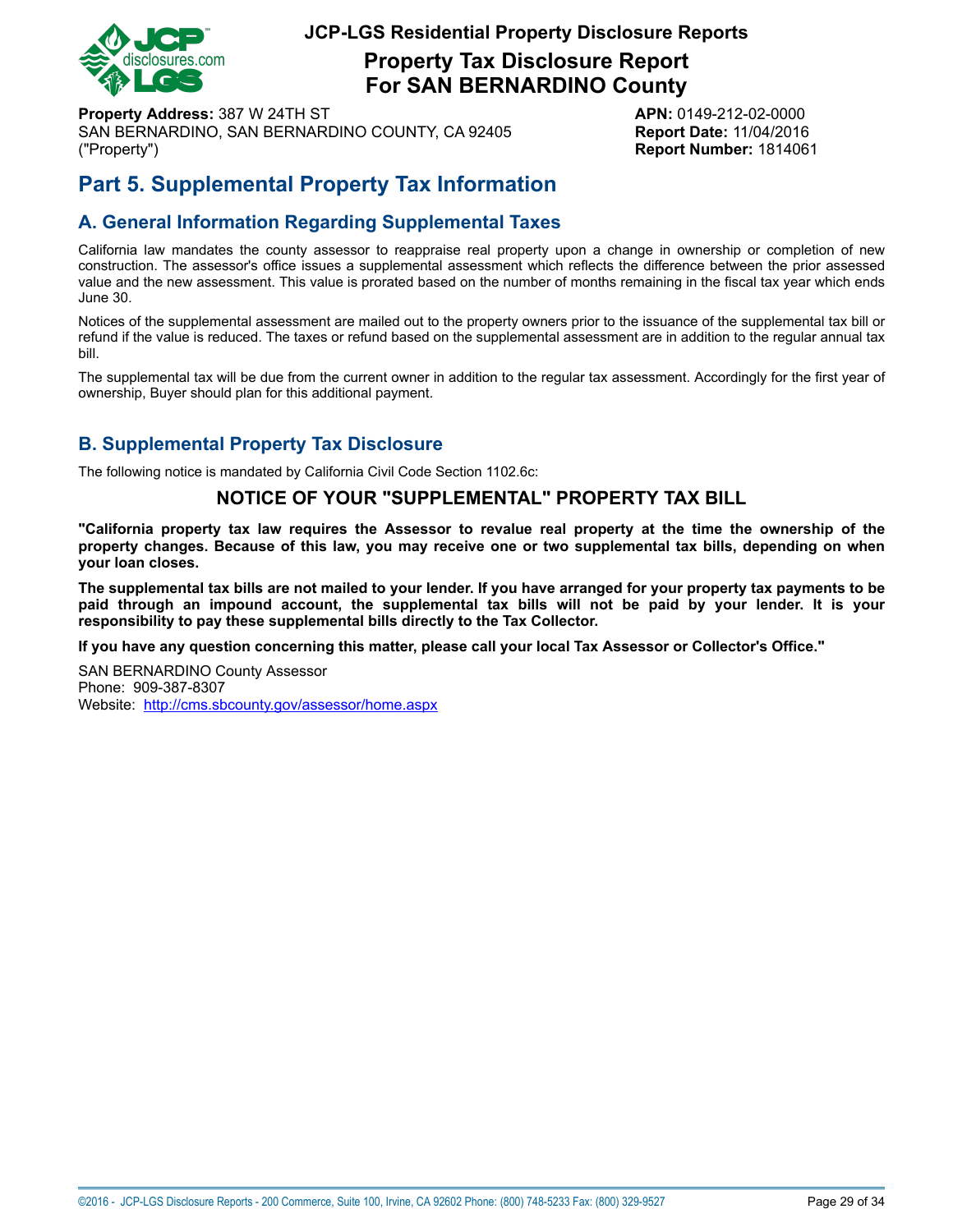# Part 5. Supplemental Property Tax Information

## A. General Information Regarding Supplemental Taxes

California law mandates the county assessor to reappraise real property upon a change in ownership or completion of new construction. The assessor's office issues a supplemental assessment which reflects the difference between the prior assessed value and the new assessment. This value is prorated based on the number of months remaining in the fiscal tax year which ends June 30.

Notices of the supplemental assessment are mailed out to the property owners prior to the issuance of the supplemental tax bill or refund if the value is reduced. The taxes or refund based on the supplemental assessment are in addition to the regular annual tax bill.

The supplemental tax will be due from the current owner in addition to the regular tax assessment. Accordingly for the first year of ownership, Buyer should plan for this additional payment.

## B. Supplemental Property Tax Disclosure

The following notice is mandated by California Civil Code Section 1102.6c:

### NOTICE OF YOUR "SUPPLEMENTAL" PROPERTY TAX BILL

**"California property tax law requires the Assessor to revalue real property at the time the ownership of the property changes. Because of this law, you may receive one or two supplemental tax bills, depending on when your loan closes.**

**The supplemental tax bills are not mailed to your lender. If you have arranged for your property tax payments to be paid through an impound account, the supplemental tax bills will not be paid by your lender. It is your responsibility to pay these supplemental bills directly to the Tax Collector.**

**If you have any question concerning this matter, please call your local Tax Assessor or Collector's Office."**

SAN BERNARDINO County Assessor
Phone: 909-387-8307
Website: http://cms.sbcounty.gov/assessor/home.aspx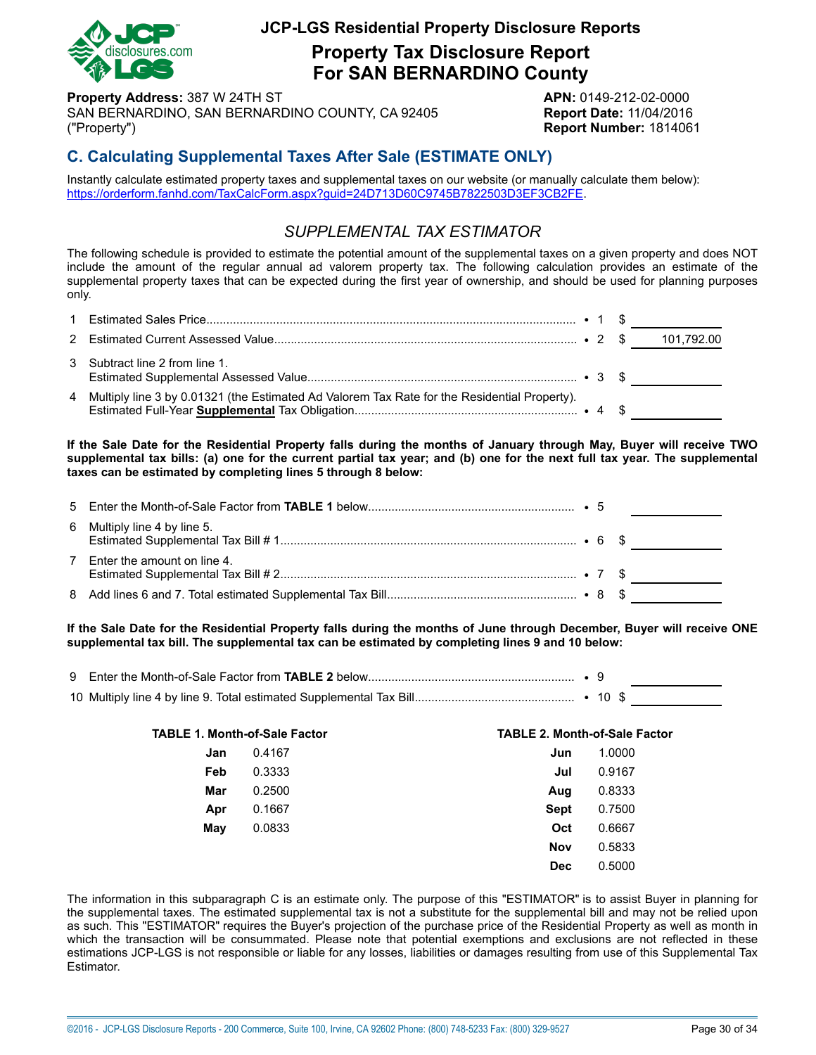**JCP-LGS Residential Property Disclosure Reports**

# Property Tax Disclosure Report For SAN BERNARDINO County

**Property Address:** 387 W 24TH ST
SAN BERNARDINO, SAN BERNARDINO COUNTY, CA 92405
("Property")

**APN:** 0149-212-02-0000
**Report Date:** 11/04/2016
**Report Number:** 1814061

## C. Calculating Supplemental Taxes After Sale (ESTIMATE ONLY)

Instantly calculate estimated property taxes and supplemental taxes on our website (or manually calculate them below): https://orderform.fanhd.com/TaxCalcForm.aspx?guid=24D713D60C9745B7822503D3EF3CB2FE.

### *SUPPLEMENTAL TAX ESTIMATOR*

The following schedule is provided to estimate the potential amount of the supplemental taxes on a given property and does NOT include the amount of the regular annual ad valorem property tax. The following calculation provides an estimate of the supplemental property taxes that can be expected during the first year of ownership, and should be used for planning purposes only.

| # | Description | Line | Amount |
|---|---|---|---|
| 1 | Estimated Sales Price | • 1 | $ |
| 2 | Estimated Current Assessed Value | • 2 | $ 101,792.00 |
| 3 | Subtract line 2 from line 1. Estimated Supplemental Assessed Value | • 3 | $ |
| 4 | Multiply line 3 by 0.01321 (the Estimated Ad Valorem Tax Rate for the Residential Property). Estimated Full-Year **Supplemental** Tax Obligation | • 4 | $ |

**If the Sale Date for the Residential Property falls during the months of January through May, Buyer will receive TWO supplemental tax bills: (a) one for the current partial tax year; and (b) one for the next full tax year. The supplemental taxes can be estimated by completing lines 5 through 8 below:**

| # | Description | Line | Amount |
|---|---|---|---|
| 5 | Enter the Month-of-Sale Factor from **TABLE 1** below | • 5 | |
| 6 | Multiply line 4 by line 5. Estimated Supplemental Tax Bill # 1 | • 6 | $ |
| 7 | Enter the amount on line 4. Estimated Supplemental Tax Bill # 2 | • 7 | $ |
| 8 | Add lines 6 and 7. Total estimated Supplemental Tax Bill | • 8 | $ |

**If the Sale Date for the Residential Property falls during the months of June through December, Buyer will receive ONE supplemental tax bill. The supplemental tax can be estimated by completing lines 9 and 10 below:**

| # | Description | Line | Amount |
|---|---|---|---|
| 9 | Enter the Month-of-Sale Factor from **TABLE 2** below | • 9 | |
| 10 | Multiply line 4 by line 9. Total estimated Supplemental Tax Bill | • 10 | $ |

**TABLE 1. Month-of-Sale Factor**

| Month | Factor |
|---|---|
| **Jan** | 0.4167 |
| **Feb** | 0.3333 |
| **Mar** | 0.2500 |
| **Apr** | 0.1667 |
| **May** | 0.0833 |

**TABLE 2. Month-of-Sale Factor**

| Month | Factor |
|---|---|
| **Jun** | 1.0000 |
| **Jul** | 0.9167 |
| **Aug** | 0.8333 |
| **Sept** | 0.7500 |
| **Oct** | 0.6667 |
| **Nov** | 0.5833 |
| **Dec** | 0.5000 |

The information in this subparagraph C is an estimate only. The purpose of this "ESTIMATOR" is to assist Buyer in planning for the supplemental taxes. The estimated supplemental tax is not a substitute for the supplemental bill and may not be relied upon as such. This "ESTIMATOR" requires the Buyer's projection of the purchase price of the Residential Property as well as month in which the transaction will be consummated. Please note that potential exemptions and exclusions are not reflected in these estimations JCP-LGS is not responsible or liable for any losses, liabilities or damages resulting from use of this Supplemental Tax Estimator.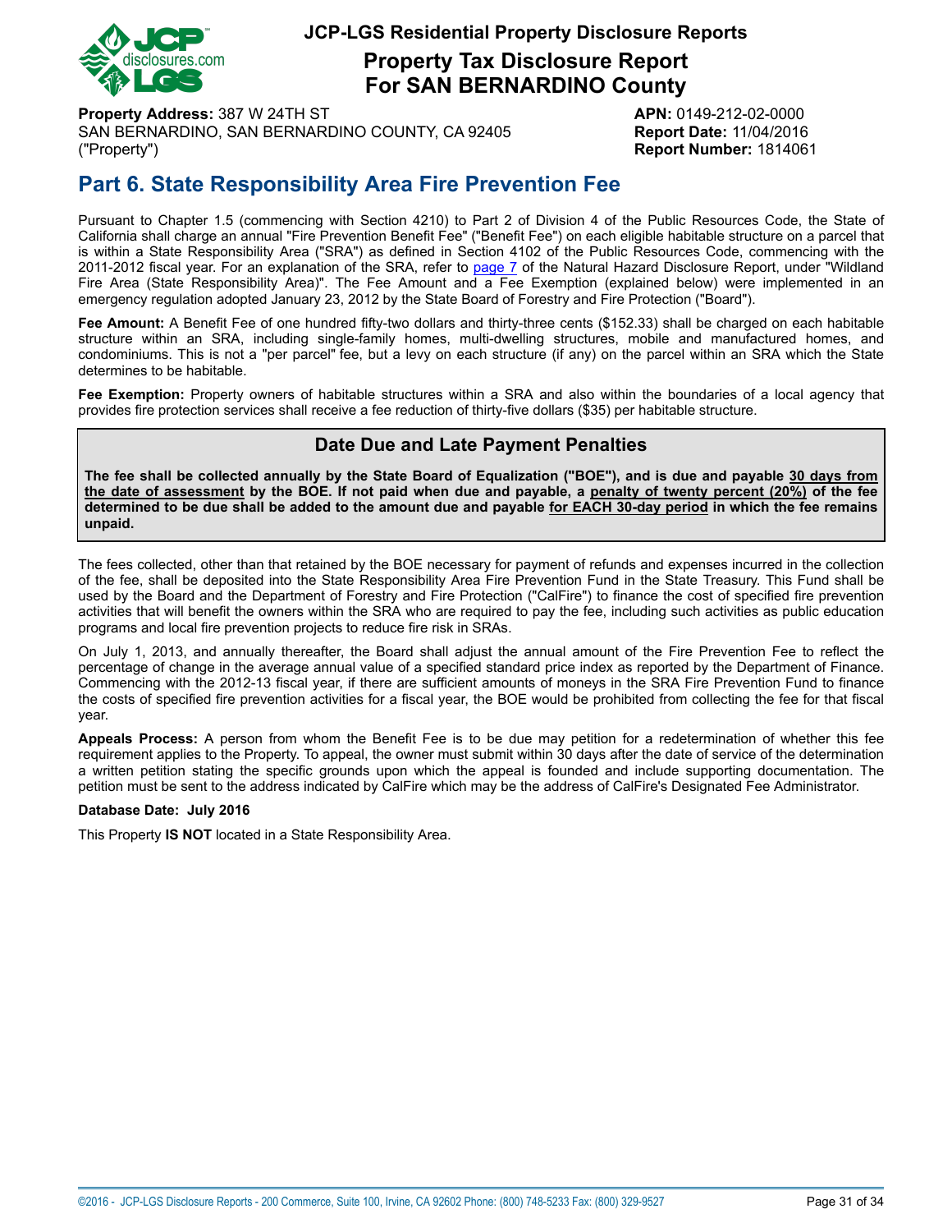# JCP-LGS Residential Property Disclosure Reports

## Property Tax Disclosure Report For SAN BERNARDINO County

**Property Address:** 387 W 24TH ST
SAN BERNARDINO, SAN BERNARDINO COUNTY, CA 92405
("Property")

**APN:** 0149-212-02-0000
**Report Date:** 11/04/2016
**Report Number:** 1814061

## Part 6. State Responsibility Area Fire Prevention Fee

Pursuant to Chapter 1.5 (commencing with Section 4210) to Part 2 of Division 4 of the Public Resources Code, the State of California shall charge an annual "Fire Prevention Benefit Fee" ("Benefit Fee") on each eligible habitable structure on a parcel that is within a State Responsibility Area ("SRA") as defined in Section 4102 of the Public Resources Code, commencing with the 2011-2012 fiscal year. For an explanation of the SRA, refer to page 7 of the Natural Hazard Disclosure Report, under "Wildland Fire Area (State Responsibility Area)". The Fee Amount and a Fee Exemption (explained below) were implemented in an emergency regulation adopted January 23, 2012 by the State Board of Forestry and Fire Protection ("Board").

**Fee Amount:** A Benefit Fee of one hundred fifty-two dollars and thirty-three cents ($152.33) shall be charged on each habitable structure within an SRA, including single-family homes, multi-dwelling structures, mobile and manufactured homes, and condominiums. This is not a "per parcel" fee, but a levy on each structure (if any) on the parcel within an SRA which the State determines to be habitable.

**Fee Exemption:** Property owners of habitable structures within a SRA and also within the boundaries of a local agency that provides fire protection services shall receive a fee reduction of thirty-five dollars ($35) per habitable structure.

### Date Due and Late Payment Penalties

**The fee shall be collected annually by the State Board of Equalization ("BOE"), and is due and payable 30 days from the date of assessment by the BOE. If not paid when due and payable, a penalty of twenty percent (20%) of the fee determined to be due shall be added to the amount due and payable for EACH 30-day period in which the fee remains unpaid.**

The fees collected, other than that retained by the BOE necessary for payment of refunds and expenses incurred in the collection of the fee, shall be deposited into the State Responsibility Area Fire Prevention Fund in the State Treasury. This Fund shall be used by the Board and the Department of Forestry and Fire Protection ("CalFire") to finance the cost of specified fire prevention activities that will benefit the owners within the SRA who are required to pay the fee, including such activities as public education programs and local fire prevention projects to reduce fire risk in SRAs.

On July 1, 2013, and annually thereafter, the Board shall adjust the annual amount of the Fire Prevention Fee to reflect the percentage of change in the average annual value of a specified standard price index as reported by the Department of Finance. Commencing with the 2012-13 fiscal year, if there are sufficient amounts of moneys in the SRA Fire Prevention Fund to finance the costs of specified fire prevention activities for a fiscal year, the BOE would be prohibited from collecting the fee for that fiscal year.

**Appeals Process:** A person from whom the Benefit Fee is to be due may petition for a redetermination of whether this fee requirement applies to the Property. To appeal, the owner must submit within 30 days after the date of service of the determination a written petition stating the specific grounds upon which the appeal is founded and include supporting documentation. The petition must be sent to the address indicated by CalFire which may be the address of CalFire's Designated Fee Administrator.

**Database Date: July 2016**

This Property **IS NOT** located in a State Responsibility Area.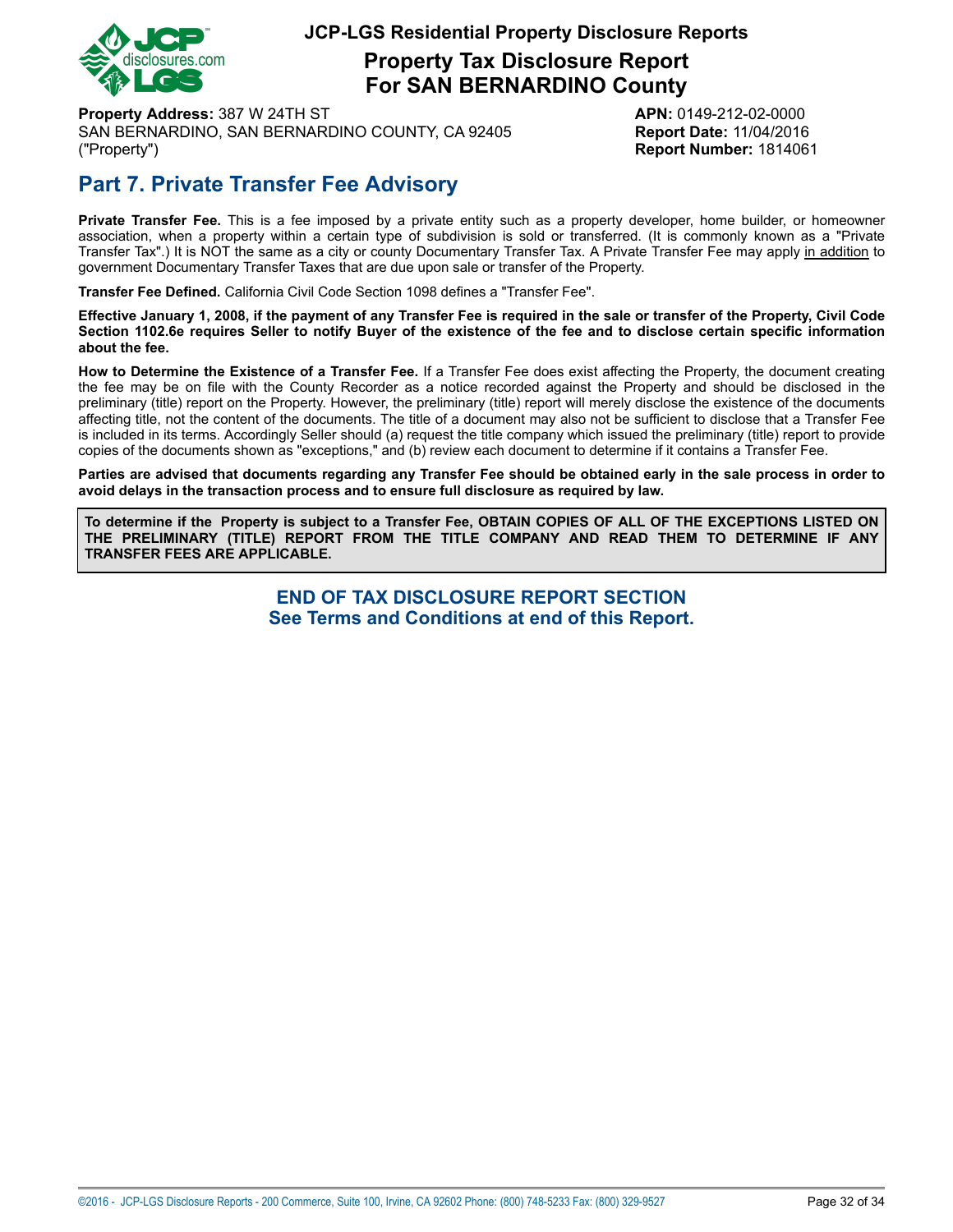**Property Address:** 387 W 24TH ST
SAN BERNARDINO, SAN BERNARDINO COUNTY, CA 92405
("Property")

**APN:** 0149-212-02-0000
**Report Date:** 11/04/2016
**Report Number:** 1814061

## Part 7. Private Transfer Fee Advisory

**Private Transfer Fee.** This is a fee imposed by a private entity such as a property developer, home builder, or homeowner association, when a property within a certain type of subdivision is sold or transferred. (It is commonly known as a "Private Transfer Tax".) It is NOT the same as a city or county Documentary Transfer Tax. A Private Transfer Fee may apply in addition to government Documentary Transfer Taxes that are due upon sale or transfer of the Property.

**Transfer Fee Defined.** California Civil Code Section 1098 defines a "Transfer Fee".

**Effective January 1, 2008, if the payment of any Transfer Fee is required in the sale or transfer of the Property, Civil Code Section 1102.6e requires Seller to notify Buyer of the existence of the fee and to disclose certain specific information about the fee.**

**How to Determine the Existence of a Transfer Fee.** If a Transfer Fee does exist affecting the Property, the document creating the fee may be on file with the County Recorder as a notice recorded against the Property and should be disclosed in the preliminary (title) report on the Property. However, the preliminary (title) report will merely disclose the existence of the documents affecting title, not the content of the documents. The title of a document may also not be sufficient to disclose that a Transfer Fee is included in its terms. Accordingly Seller should (a) request the title company which issued the preliminary (title) report to provide copies of the documents shown as "exceptions," and (b) review each document to determine if it contains a Transfer Fee.

**Parties are advised that documents regarding any Transfer Fee should be obtained early in the sale process in order to avoid delays in the transaction process and to ensure full disclosure as required by law.**

**To determine if the Property is subject to a Transfer Fee, OBTAIN COPIES OF ALL OF THE EXCEPTIONS LISTED ON THE PRELIMINARY (TITLE) REPORT FROM THE TITLE COMPANY AND READ THEM TO DETERMINE IF ANY TRANSFER FEES ARE APPLICABLE.**

### END OF TAX DISCLOSURE REPORT SECTION
### See Terms and Conditions at end of this Report.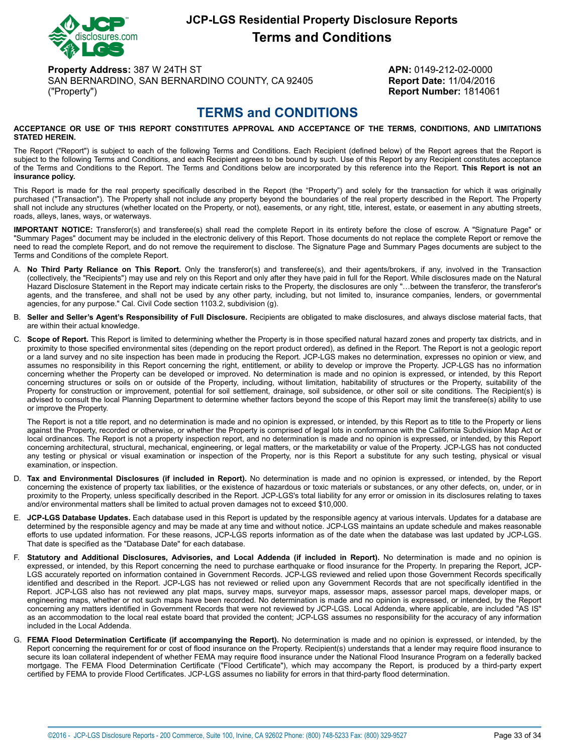# JCP-LGS Residential Property Disclosure Reports

## Terms and Conditions

**Property Address:** 387 W 24TH ST
SAN BERNARDINO, SAN BERNARDINO COUNTY, CA 92405
("Property")

**APN:** 0149-212-02-0000
**Report Date:** 11/04/2016
**Report Number:** 1814061

# TERMS and CONDITIONS

**ACCEPTANCE OR USE OF THIS REPORT CONSTITUTES APPROVAL AND ACCEPTANCE OF THE TERMS, CONDITIONS, AND LIMITATIONS STATED HEREIN.**

The Report ("Report") is subject to each of the following Terms and Conditions. Each Recipient (defined below) of the Report agrees that the Report is subject to the following Terms and Conditions, and each Recipient agrees to be bound by such. Use of this Report by any Recipient constitutes acceptance of the Terms and Conditions to the Report. The Terms and Conditions below are incorporated by this reference into the Report. **This Report is not an insurance policy.**

This Report is made for the real property specifically described in the Report (the "Property") and solely for the transaction for which it was originally purchased ("Transaction"). The Property shall not include any property beyond the boundaries of the real property described in the Report. The Property shall not include any structures (whether located on the Property, or not), easements, or any right, title, interest, estate, or easement in any abutting streets, roads, alleys, lanes, ways, or waterways.

**IMPORTANT NOTICE:** Transferor(s) and transferee(s) shall read the complete Report in its entirety before the close of escrow. A "Signature Page" or "Summary Pages" document may be included in the electronic delivery of this Report. Those documents do not replace the complete Report or remove the need to read the complete Report, and do not remove the requirement to disclose. The Signature Page and Summary Pages documents are subject to the Terms and Conditions of the complete Report.

A. **No Third Party Reliance on This Report.** Only the transferor(s) and transferee(s), and their agents/brokers, if any, involved in the Transaction (collectively, the "Recipients") may use and rely on this Report and only after they have paid in full for the Report. While disclosures made on the Natural Hazard Disclosure Statement in the Report may indicate certain risks to the Property, the disclosures are only "…between the transferor, the transferor's agents, and the transferee, and shall not be used by any other party, including, but not limited to, insurance companies, lenders, or governmental agencies, for any purpose." Cal. Civil Code section 1103.2, subdivision (g).

B. **Seller and Seller's Agent's Responsibility of Full Disclosure.** Recipients are obligated to make disclosures, and always disclose material facts, that are within their actual knowledge.

C. **Scope of Report.** This Report is limited to determining whether the Property is in those specified natural hazard zones and property tax districts, and in proximity to those specified environmental sites (depending on the report product ordered), as defined in the Report. The Report is not a geologic report or a land survey and no site inspection has been made in producing the Report. JCP-LGS makes no determination, expresses no opinion or view, and assumes no responsibility in this Report concerning the right, entitlement, or ability to develop or improve the Property. JCP-LGS has no information concerning whether the Property can be developed or improved. No determination is made and no opinion is expressed, or intended, by this Report concerning structures or soils on or outside of the Property, including, without limitation, habitability of structures or the Property, suitability of the Property for construction or improvement, potential for soil settlement, drainage, soil subsidence, or other soil or site conditions. The Recipient(s) is advised to consult the local Planning Department to determine whether factors beyond the scope of this Report may limit the transferee(s) ability to use or improve the Property.

   The Report is not a title report, and no determination is made and no opinion is expressed, or intended, by this Report as to title to the Property or liens against the Property, recorded or otherwise, or whether the Property is comprised of legal lots in conformance with the California Subdivision Map Act or local ordinances. The Report is not a property inspection report, and no determination is made and no opinion is expressed, or intended, by this Report concerning architectural, structural, mechanical, engineering, or legal matters, or the marketability or value of the Property. JCP-LGS has not conducted any testing or physical or visual examination or inspection of the Property, nor is this Report a substitute for any such testing, physical or visual examination, or inspection.

D. **Tax and Environmental Disclosures (if included in Report).** No determination is made and no opinion is expressed, or intended, by the Report concerning the existence of property tax liabilities, or the existence of hazardous or toxic materials or substances, or any other defects, on, under, or in proximity to the Property, unless specifically described in the Report. JCP-LGS's total liability for any error or omission in its disclosures relating to taxes and/or environmental matters shall be limited to actual proven damages not to exceed $10,000.

E. **JCP-LGS Database Updates.** Each database used in this Report is updated by the responsible agency at various intervals. Updates for a database are determined by the responsible agency and may be made at any time and without notice. JCP-LGS maintains an update schedule and makes reasonable efforts to use updated information. For these reasons, JCP-LGS reports information as of the date when the database was last updated by JCP-LGS. That date is specified as the "Database Date" for each database.

F. **Statutory and Additional Disclosures, Advisories, and Local Addenda (if included in Report).** No determination is made and no opinion is expressed, or intended, by this Report concerning the need to purchase earthquake or flood insurance for the Property. In preparing the Report, JCP-LGS accurately reported on information contained in Government Records. JCP-LGS reviewed and relied upon those Government Records specifically identified and described in the Report. JCP-LGS has not reviewed or relied upon any Government Records that are not specifically identified in the Report. JCP-LGS also has not reviewed any plat maps, survey maps, surveyor maps, assessor maps, assessor parcel maps, developer maps, or engineering maps, whether or not such maps have been recorded. No determination is made and no opinion is expressed, or intended, by the Report concerning any matters identified in Government Records that were not reviewed by JCP-LGS. Local Addenda, where applicable, are included "AS IS" as an accommodation to the local real estate board that provided the content; JCP-LGS assumes no responsibility for the accuracy of any information included in the Local Addenda.

G. **FEMA Flood Determination Certificate (if accompanying the Report).** No determination is made and no opinion is expressed, or intended, by the Report concerning the requirement for or cost of flood insurance on the Property. Recipient(s) understands that a lender may require flood insurance to secure its loan collateral independent of whether FEMA may require flood insurance under the National Flood Insurance Program on a federally backed mortgage. The FEMA Flood Determination Certificate ("Flood Certificate"), which may accompany the Report, is produced by a third-party expert certified by FEMA to provide Flood Certificates. JCP-LGS assumes no liability for errors in that third-party flood determination.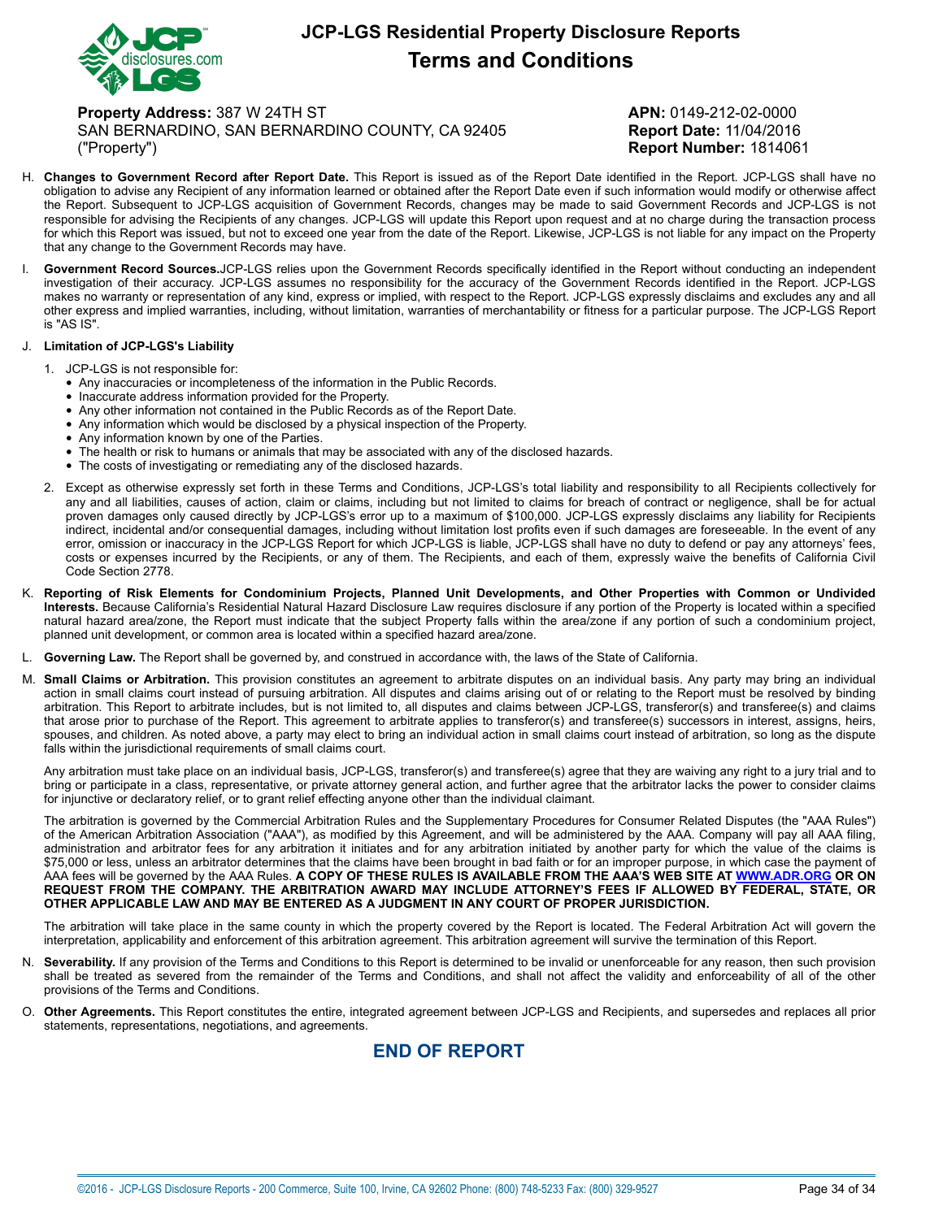# JCP-LGS Residential Property Disclosure Reports

## Terms and Conditions

**Property Address:** 387 W 24TH ST
SAN BERNARDINO, SAN BERNARDINO COUNTY, CA 92405
("Property")

**APN:** 0149-212-02-0000
**Report Date:** 11/04/2016
**Report Number:** 1814061

H. **Changes to Government Record after Report Date.** This Report is issued as of the Report Date identified in the Report. JCP-LGS shall have no obligation to advise any Recipient of any information learned or obtained after the Report Date even if such information would modify or otherwise affect the Report. Subsequent to JCP-LGS acquisition of Government Records, changes may be made to said Government Records and JCP-LGS is not responsible for advising the Recipients of any changes. JCP-LGS will update this Report upon request and at no charge during the transaction process for which this Report was issued, but not to exceed one year from the date of the Report. Likewise, JCP-LGS is not liable for any impact on the Property that any change to the Government Records may have.

I. **Government Record Sources.**JCP-LGS relies upon the Government Records specifically identified in the Report without conducting an independent investigation of their accuracy. JCP-LGS assumes no responsibility for the accuracy of the Government Records identified in the Report. JCP-LGS makes no warranty or representation of any kind, express or implied, with respect to the Report. JCP-LGS expressly disclaims and excludes any and all other express and implied warranties, including, without limitation, warranties of merchantability or fitness for a particular purpose. The JCP-LGS Report is "AS IS".

J. **Limitation of JCP-LGS's Liability**

1. JCP-LGS is not responsible for:
   - Any inaccuracies or incompleteness of the information in the Public Records.
   - Inaccurate address information provided for the Property.
   - Any other information not contained in the Public Records as of the Report Date.
   - Any information which would be disclosed by a physical inspection of the Property.
   - Any information known by one of the Parties.
   - The health or risk to humans or animals that may be associated with any of the disclosed hazards.
   - The costs of investigating or remediating any of the disclosed hazards.
2. Except as otherwise expressly set forth in these Terms and Conditions, JCP-LGS's total liability and responsibility to all Recipients collectively for any and all liabilities, causes of action, claim or claims, including but not limited to claims for breach of contract or negligence, shall be for actual proven damages only caused directly by JCP-LGS's error up to a maximum of $100,000. JCP-LGS expressly disclaims any liability for Recipients indirect, incidental and/or consequential damages, including without limitation lost profits even if such damages are foreseeable. In the event of any error, omission or inaccuracy in the JCP-LGS Report for which JCP-LGS is liable, JCP-LGS shall have no duty to defend or pay any attorneys' fees, costs or expenses incurred by the Recipients, or any of them. The Recipients, and each of them, expressly waive the benefits of California Civil Code Section 2778.

K. **Reporting of Risk Elements for Condominium Projects, Planned Unit Developments, and Other Properties with Common or Undivided Interests.** Because California's Residential Natural Hazard Disclosure Law requires disclosure if any portion of the Property is located within a specified natural hazard area/zone, the Report must indicate that the subject Property falls within the area/zone if any portion of such a condominium project, planned unit development, or common area is located within a specified hazard area/zone.

L. **Governing Law.** The Report shall be governed by, and construed in accordance with, the laws of the State of California.

M. **Small Claims or Arbitration.** This provision constitutes an agreement to arbitrate disputes on an individual basis. Any party may bring an individual action in small claims court instead of pursuing arbitration. All disputes and claims arising out of or relating to the Report must be resolved by binding arbitration. This Report to arbitrate includes, but is not limited to, all disputes and claims between JCP-LGS, transferor(s) and transferee(s) and claims that arose prior to purchase of the Report. This agreement to arbitrate applies to transferor(s) and transferee(s) successors in interest, assigns, heirs, spouses, and children. As noted above, a party may elect to bring an individual action in small claims court instead of arbitration, so long as the dispute falls within the jurisdictional requirements of small claims court.

   Any arbitration must take place on an individual basis, JCP-LGS, transferor(s) and transferee(s) agree that they are waiving any right to a jury trial and to bring or participate in a class, representative, or private attorney general action, and further agree that the arbitrator lacks the power to consider claims for injunctive or declaratory relief, or to grant relief effecting anyone other than the individual claimant.

   The arbitration is governed by the Commercial Arbitration Rules and the Supplementary Procedures for Consumer Related Disputes (the "AAA Rules") of the American Arbitration Association ("AAA"), as modified by this Agreement, and will be administered by the AAA. Company will pay all AAA filing, administration and arbitrator fees for any arbitration it initiates and for any arbitration initiated by another party for which the value of the claims is $75,000 or less, unless an arbitrator determines that the claims have been brought in bad faith or for an improper purpose, in which case the payment of AAA fees will be governed by the AAA Rules. **A COPY OF THESE RULES IS AVAILABLE FROM THE AAA'S WEB SITE AT [WWW.ADR.ORG](http://WWW.ADR.ORG) OR ON REQUEST FROM THE COMPANY. THE ARBITRATION AWARD MAY INCLUDE ATTORNEY'S FEES IF ALLOWED BY FEDERAL, STATE, OR OTHER APPLICABLE LAW AND MAY BE ENTERED AS A JUDGMENT IN ANY COURT OF PROPER JURISDICTION.**

   The arbitration will take place in the same county in which the property covered by the Report is located. The Federal Arbitration Act will govern the interpretation, applicability and enforcement of this arbitration agreement. This arbitration agreement will survive the termination of this Report.

N. **Severability.** If any provision of the Terms and Conditions to this Report is determined to be invalid or unenforceable for any reason, then such provision shall be treated as severed from the remainder of the Terms and Conditions, and shall not affect the validity and enforceability of all of the other provisions of the Terms and Conditions.

O. **Other Agreements.** This Report constitutes the entire, integrated agreement between JCP-LGS and Recipients, and supersedes and replaces all prior statements, representations, negotiations, and agreements.

## END OF REPORT